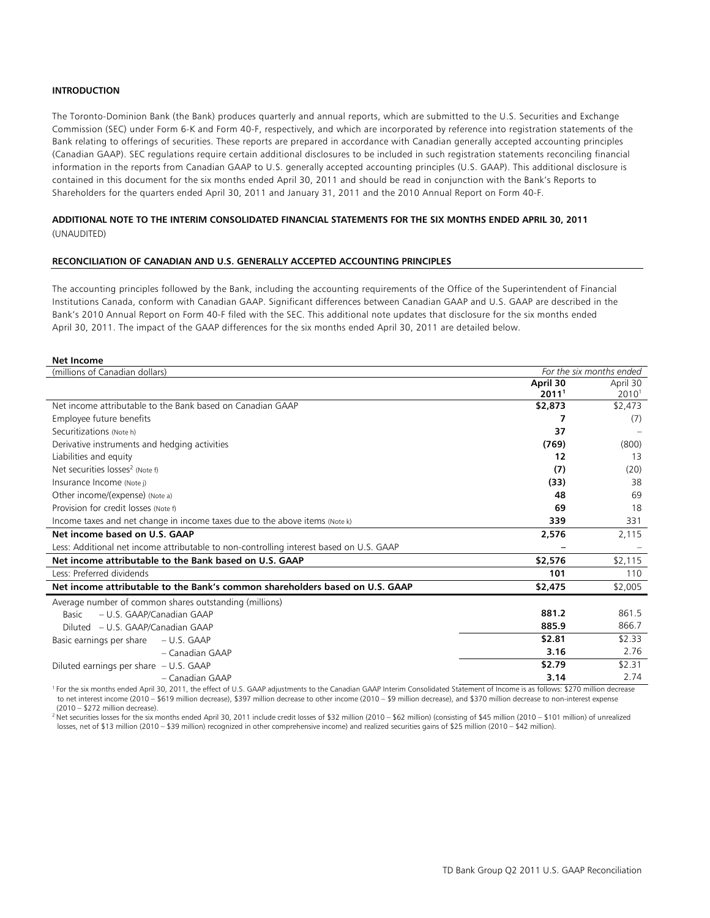**INTRODUCTION**

The Toronto-Dominion Bank (the Bank) produces quarterly and annual reports, which are submitted to the U.S. Securities and Exchange Commission (SEC) under Form 6-K and Form 40-F, respectively, and which are incorporated by reference into registration statements of the Bank relating to offerings of securities. These reports are prepared in accordance with Canadian generally accepted accounting principles (Canadian GAAP). SEC regulations require certain additional disclosures to be included in such registration statements reconciling financial information in the reports from Canadian GAAP to U.S. generally accepted accounting principles (U.S. GAAP). This additional disclosure is contained in this document for the six months ended April 30, 2011 and should be read in conjunction with the Bank's Reports to Shareholders for the quarters ended April 30, 2011 and January 31, 2011 and the 2010 Annual Report on Form 40-F.

**ADDITIONAL NOTE TO THE INTERIM CONSOLIDATED FINANCIAL STATEMENTS FOR THE SIX MONTHS ENDED APRIL 30, 2011**
(UNAUDITED)

**RECONCILIATION OF CANADIAN AND U.S. GENERALLY ACCEPTED ACCOUNTING PRINCIPLES**

The accounting principles followed by the Bank, including the accounting requirements of the Office of the Superintendent of Financial Institutions Canada, conform with Canadian GAAP. Significant differences between Canadian GAAP and U.S. GAAP are described in the Bank's 2010 Annual Report on Form 40-F filed with the SEC. This additional note updates that disclosure for the six months ended April 30, 2011. The impact of the GAAP differences for the six months ended April 30, 2011 are detailed below.

**Net Income**

| (millions of Canadian dollars) | *For the six months ended* | |
|---|---|---|
| | **April 30 2011[1]** | April 30 2010[1] |
| Net income attributable to the Bank based on Canadian GAAP | **$2,873** | $2,473 |
| Employee future benefits | **7** | (7) |
| Securitizations (Note h) | **37** | – |
| Derivative instruments and hedging activities | **(769)** | (800) |
| Liabilities and equity | **12** | 13 |
| Net securities losses[2] (Note f) | **(7)** | (20) |
| Insurance Income (Note j) | **(33)** | 38 |
| Other income/(expense) (Note a) | **48** | 69 |
| Provision for credit losses (Note f) | **69** | 18 |
| Income taxes and net change in income taxes due to the above items (Note k) | **339** | 331 |
| **Net income based on U.S. GAAP** | **2,576** | 2,115 |
| Less: Additional net income attributable to non-controlling interest based on U.S. GAAP | **–** | – |
| **Net income attributable to the Bank based on U.S. GAAP** | **$2,576** | $2,115 |
| Less: Preferred dividends | **101** | 110 |
| **Net income attributable to the Bank's common shareholders based on U.S. GAAP** | **$2,475** | $2,005 |
| Average number of common shares outstanding (millions) | | |
| Basic – U.S. GAAP/Canadian GAAP | **881.2** | 861.5 |
| Diluted – U.S. GAAP/Canadian GAAP | **885.9** | 866.7 |
| Basic earnings per share – U.S. GAAP | **$2.81** | $2.33 |
| – Canadian GAAP | **3.16** | 2.76 |
| Diluted earnings per share – U.S. GAAP | **$2.79** | $2.31 |
| – Canadian GAAP | **3.14** | 2.74 |

[1] For the six months ended April 30, 2011, the effect of U.S. GAAP adjustments to the Canadian GAAP Interim Consolidated Statement of Income is as follows: $270 million decrease to net interest income (2010 – $619 million decrease), $397 million decrease to other income (2010 – $9 million decrease), and $370 million decrease to non-interest expense (2010 – $272 million decrease).

[2] Net securities losses for the six months ended April 30, 2011 include credit losses of $32 million (2010 – $62 million) (consisting of $45 million (2010 – $101 million) of unrealized losses, net of $13 million (2010 – $39 million) recognized in other comprehensive income) and realized securities gains of $25 million (2010 – $42 million).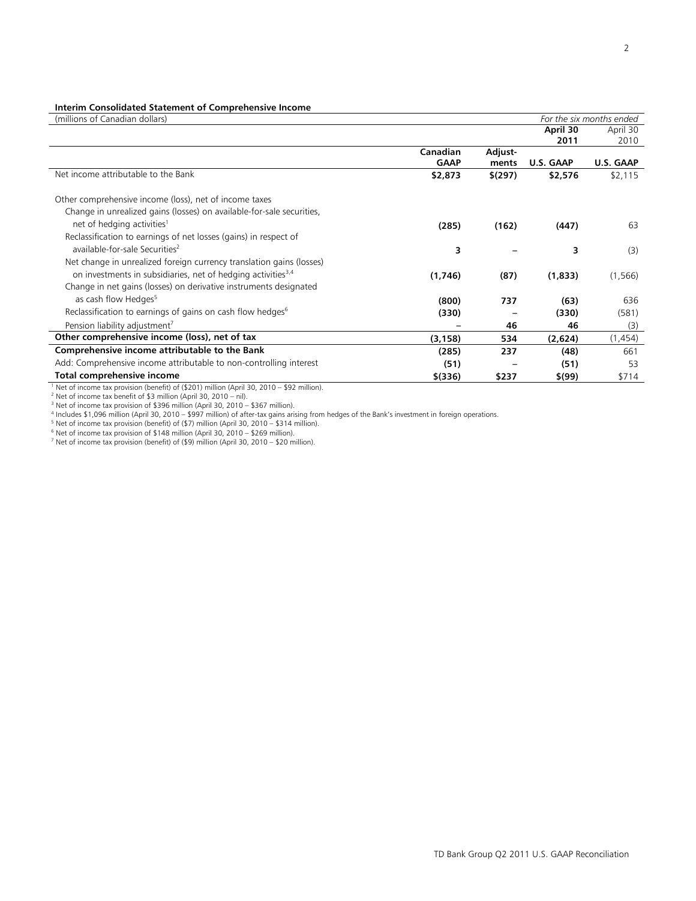**Interim Consolidated Statement of Comprehensive Income**

| (millions of Canadian dollars) | | | *For the six months ended* | |
|---|---|---|---|---|
| | | | **April 30 2011** | April 30 2010 |
| | **Canadian GAAP** | **Adjust-ments** | **U.S. GAAP** | **U.S. GAAP** |
| Net income attributable to the Bank | **$2,873** | **$(297)** | **$2,576** | $2,115 |
| Other comprehensive income (loss), net of income taxes | | | | |
| Change in unrealized gains (losses) on available-for-sale securities, net of hedging activities[1] | **(285)** | **(162)** | **(447)** | 63 |
| Reclassification to earnings of net losses (gains) in respect of available-for-sale Securities[2] | **3** | **–** | **3** | (3) |
| Net change in unrealized foreign currency translation gains (losses) on investments in subsidiaries, net of hedging activities[3,4] | **(1,746)** | **(87)** | **(1,833)** | (1,566) |
| Change in net gains (losses) on derivative instruments designated as cash flow Hedges[5] | **(800)** | **737** | **(63)** | 636 |
| Reclassification to earnings of gains on cash flow hedges[6] | **(330)** | **–** | **(330)** | (581) |
| Pension liability adjustment[7] | **–** | **46** | **46** | (3) |
| **Other comprehensive income (loss), net of tax** | **(3,158)** | **534** | **(2,624)** | (1,454) |
| **Comprehensive income attributable to the Bank** | **(285)** | **237** | **(48)** | 661 |
| Add: Comprehensive income attributable to non-controlling interest | **(51)** | **–** | **(51)** | 53 |
| **Total comprehensive income** | **$(336)** | **$237** | **$(99)** | $714 |

[1] Net of income tax provision (benefit) of ($201) million (April 30, 2010 – $92 million).
[2] Net of income tax benefit of $3 million (April 30, 2010 – nil).
[3] Net of income tax provision of $396 million (April 30, 2010 – $367 million).
[4] Includes $1,096 million (April 30, 2010 – $997 million) of after-tax gains arising from hedges of the Bank's investment in foreign operations.
[5] Net of income tax provision (benefit) of ($7) million (April 30, 2010 – $314 million).
[6] Net of income tax provision of $148 million (April 30, 2010 – $269 million).
[7] Net of income tax provision (benefit) of ($9) million (April 30, 2010 – $20 million).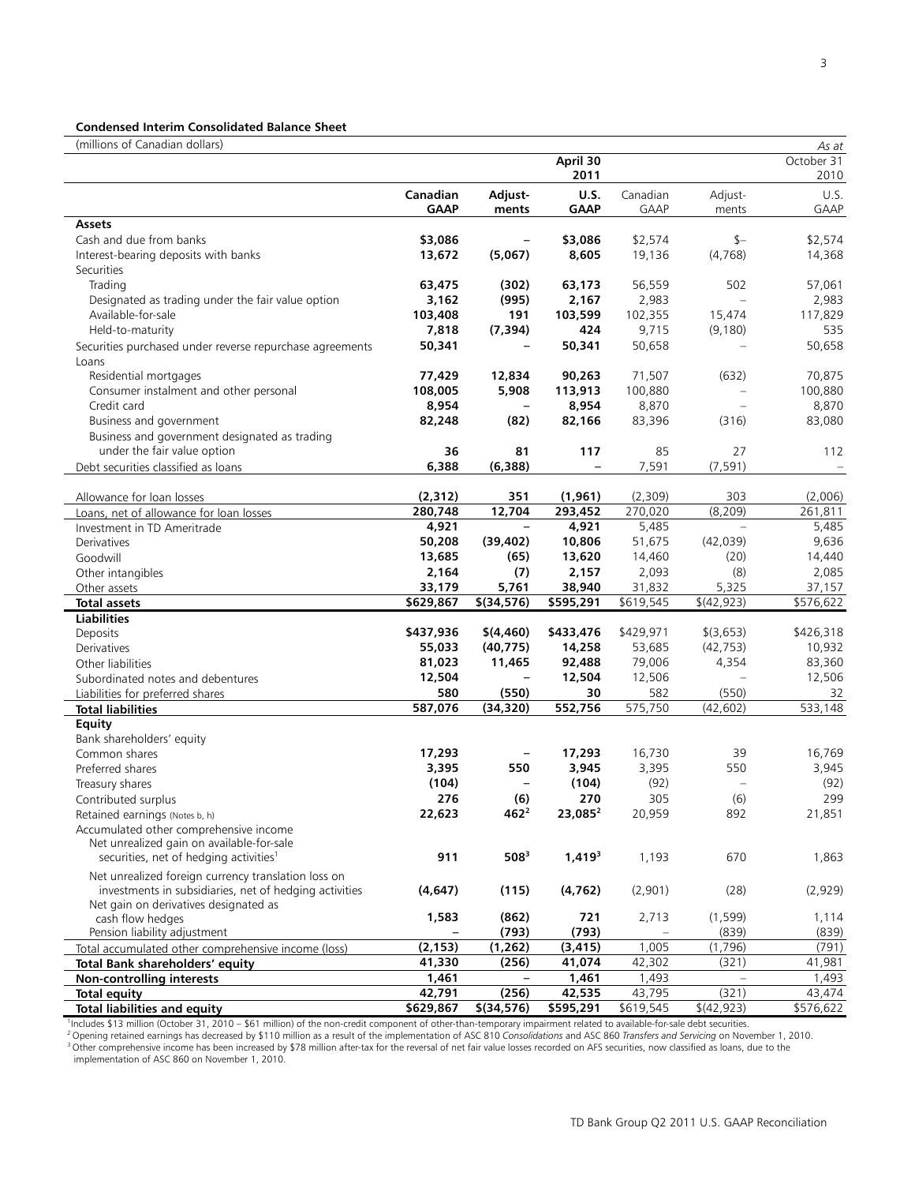**Condensed Interim Consolidated Balance Sheet**

| (millions of Canadian dollars) | | April 30 2011 | | | | As at October 31 2010 |
|---|---|---|---|---|---|---|
| | **Canadian GAAP** | **Adjust-ments** | **U.S. GAAP** | Canadian GAAP | Adjust-ments | U.S. GAAP |
| **Assets** | | | | | | |
| Cash and due from banks | **$3,086** | **–** | **$3,086** | $2,574 | $– | $2,574 |
| Interest-bearing deposits with banks | **13,672** | **(5,067)** | **8,605** | 19,136 | (4,768) | 14,368 |
| Securities | | | | | | |
| Trading | **63,475** | **(302)** | **63,173** | 56,559 | 502 | 57,061 |
| Designated as trading under the fair value option | **3,162** | **(995)** | **2,167** | 2,983 | – | 2,983 |
| Available-for-sale | **103,408** | **191** | **103,599** | 102,355 | 15,474 | 117,829 |
| Held-to-maturity | **7,818** | **(7,394)** | **424** | 9,715 | (9,180) | 535 |
| Securities purchased under reverse repurchase agreements | **50,341** | **–** | **50,341** | 50,658 | – | 50,658 |
| Loans | | | | | | |
| Residential mortgages | **77,429** | **12,834** | **90,263** | 71,507 | (632) | 70,875 |
| Consumer instalment and other personal | **108,005** | **5,908** | **113,913** | 100,880 | – | 100,880 |
| Credit card | **8,954** | **–** | **8,954** | 8,870 | – | 8,870 |
| Business and government | **82,248** | **(82)** | **82,166** | 83,396 | (316) | 83,080 |
| Business and government designated as trading under the fair value option | **36** | **81** | **117** | 85 | 27 | 112 |
| Debt securities classified as loans | **6,388** | **(6,388)** | **–** | 7,591 | (7,591) | – |
| Allowance for loan losses | **(2,312)** | **351** | **(1,961)** | (2,309) | 303 | (2,006) |
| Loans, net of allowance for loan losses | **280,748** | **12,704** | **293,452** | 270,020 | (8,209) | 261,811 |
| Investment in TD Ameritrade | **4,921** | **–** | **4,921** | 5,485 | – | 5,485 |
| Derivatives | **50,208** | **(39,402)** | **10,806** | 51,675 | (42,039) | 9,636 |
| Goodwill | **13,685** | **(65)** | **13,620** | 14,460 | (20) | 14,440 |
| Other intangibles | **2,164** | **(7)** | **2,157** | 2,093 | (8) | 2,085 |
| Other assets | **33,179** | **5,761** | **38,940** | 31,832 | 5,325 | 37,157 |
| **Total assets** | **$629,867** | **$(34,576)** | **$595,291** | $619,545 | $(42,923) | $576,622 |
| **Liabilities** | | | | | | |
| Deposits | **$437,936** | **$(4,460)** | **$433,476** | $429,971 | $(3,653) | $426,318 |
| Derivatives | **55,033** | **(40,775)** | **14,258** | 53,685 | (42,753) | 10,932 |
| Other liabilities | **81,023** | **11,465** | **92,488** | 79,006 | 4,354 | 83,360 |
| Subordinated notes and debentures | **12,504** | **–** | **12,504** | 12,506 | – | 12,506 |
| Liabilities for preferred shares | **580** | **(550)** | **30** | 582 | (550) | 32 |
| **Total liabilities** | **587,076** | **(34,320)** | **552,756** | 575,750 | (42,602) | 533,148 |
| **Equity** | | | | | | |
| Bank shareholders' equity | | | | | | |
| Common shares | **17,293** | **–** | **17,293** | 16,730 | 39 | 16,769 |
| Preferred shares | **3,395** | **550** | **3,945** | 3,395 | 550 | 3,945 |
| Treasury shares | **(104)** | **–** | **(104)** | (92) | – | (92) |
| Contributed surplus | **276** | **(6)** | **270** | 305 | (6) | 299 |
| Retained earnings (Notes b, h) | **22,623** | **462**[2] | **23,085**[2] | 20,959 | 892 | 21,851 |
| Accumulated other comprehensive income | | | | | | |
| Net unrealized gain on available-for-sale securities, net of hedging activities[1] | **911** | **508**[3] | **1,419**[3] | 1,193 | 670 | 1,863 |
| Net unrealized foreign currency translation loss on investments in subsidiaries, net of hedging activities | **(4,647)** | **(115)** | **(4,762)** | (2,901) | (28) | (2,929) |
| Net gain on derivatives designated as cash flow hedges | **1,583** | **(862)** | **721** | 2,713 | (1,599) | 1,114 |
| Pension liability adjustment | **–** | **(793)** | **(793)** | – | (839) | (839) |
| Total accumulated other comprehensive income (loss) | **(2,153)** | **(1,262)** | **(3,415)** | 1,005 | (1,796) | (791) |
| **Total Bank shareholders' equity** | **41,330** | **(256)** | **41,074** | 42,302 | (321) | 41,981 |
| **Non-controlling interests** | **1,461** | **–** | **1,461** | 1,493 | – | 1,493 |
| **Total equity** | **42,791** | **(256)** | **42,535** | 43,795 | (321) | 43,474 |
| **Total liabilities and equity** | **$629,867** | **$(34,576)** | **$595,291** | $619,545 | $(42,923) | $576,622 |

[1] Includes $13 million (October 31, 2010 – $61 million) of the non-credit component of other-than-temporary impairment related to available-for-sale debt securities.
[2] Opening retained earnings has decreased by $110 million as a result of the implementation of ASC 810 *Consolidations* and ASC 860 *Transfers and Servicing* on November 1, 2010.
[3] Other comprehensive income has been increased by $78 million after-tax for the reversal of net fair value losses recorded on AFS securities, now classified as loans, due to the implementation of ASC 860 on November 1, 2010.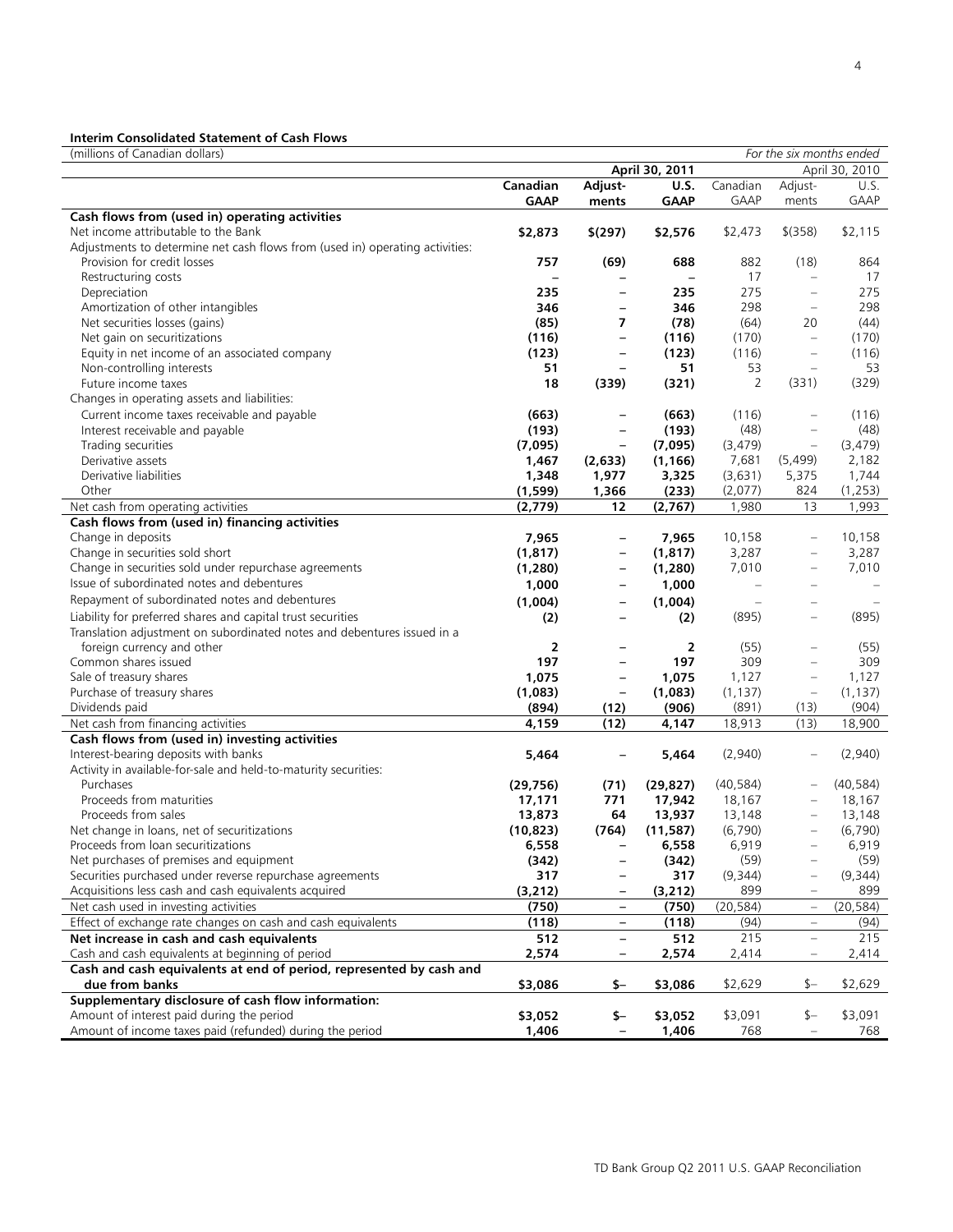**Interim Consolidated Statement of Cash Flows**

| (millions of Canadian dollars) | | | | | | *For the six months ended* |
|---|---|---|---|---|---|---|
| | | | **April 30, 2011** | | | April 30, 2010 |
| | **Canadian GAAP** | **Adjust-ments** | **U.S. GAAP** | Canadian GAAP | Adjust-ments | U.S. GAAP |
| **Cash flows from (used in) operating activities** | | | | | | |
| Net income attributable to the Bank | **$2,873** | **$(297)** | **$2,576** | $2,473 | $(358) | $2,115 |
| Adjustments to determine net cash flows from (used in) operating activities: | | | | | | |
| Provision for credit losses | **757** | **(69)** | **688** | 882 | (18) | 864 |
| Restructuring costs | **–** | **–** | **–** | 17 | – | 17 |
| Depreciation | **235** | **–** | **235** | 275 | – | 275 |
| Amortization of other intangibles | **346** | **–** | **346** | 298 | – | 298 |
| Net securities losses (gains) | **(85)** | **7** | **(78)** | (64) | 20 | (44) |
| Net gain on securitizations | **(116)** | **–** | **(116)** | (170) | – | (170) |
| Equity in net income of an associated company | **(123)** | **–** | **(123)** | (116) | – | (116) |
| Non-controlling interests | **51** | **–** | **51** | 53 | – | 53 |
| Future income taxes | **18** | **(339)** | **(321)** | 2 | (331) | (329) |
| Changes in operating assets and liabilities: | | | | | | |
| Current income taxes receivable and payable | **(663)** | **–** | **(663)** | (116) | – | (116) |
| Interest receivable and payable | **(193)** | **–** | **(193)** | (48) | – | (48) |
| Trading securities | **(7,095)** | **–** | **(7,095)** | (3,479) | – | (3,479) |
| Derivative assets | **1,467** | **(2,633)** | **(1,166)** | 7,681 | (5,499) | 2,182 |
| Derivative liabilities | **1,348** | **1,977** | **3,325** | (3,631) | 5,375 | 1,744 |
| Other | **(1,599)** | **1,366** | **(233)** | (2,077) | 824 | (1,253) |
| Net cash from operating activities | **(2,779)** | **12** | **(2,767)** | 1,980 | 13 | 1,993 |
| **Cash flows from (used in) financing activities** | | | | | | |
| Change in deposits | **7,965** | **–** | **7,965** | 10,158 | – | 10,158 |
| Change in securities sold short | **(1,817)** | **–** | **(1,817)** | 3,287 | – | 3,287 |
| Change in securities sold under repurchase agreements | **(1,280)** | **–** | **(1,280)** | 7,010 | – | 7,010 |
| Issue of subordinated notes and debentures | **1,000** | **–** | **1,000** | – | – | – |
| Repayment of subordinated notes and debentures | **(1,004)** | **–** | **(1,004)** | – | – | – |
| Liability for preferred shares and capital trust securities | **(2)** | **–** | **(2)** | (895) | – | (895) |
| Translation adjustment on subordinated notes and debentures issued in a foreign currency and other | **2** | **–** | **2** | (55) | – | (55) |
| Common shares issued | **197** | **–** | **197** | 309 | – | 309 |
| Sale of treasury shares | **1,075** | **–** | **1,075** | 1,127 | – | 1,127 |
| Purchase of treasury shares | **(1,083)** | **–** | **(1,083)** | (1,137) | – | (1,137) |
| Dividends paid | **(894)** | **(12)** | **(906)** | (891) | (13) | (904) |
| Net cash from financing activities | **4,159** | **(12)** | **4,147** | 18,913 | (13) | 18,900 |
| **Cash flows from (used in) investing activities** | | | | | | |
| Interest-bearing deposits with banks | **5,464** | **–** | **5,464** | (2,940) | – | (2,940) |
| Activity in available-for-sale and held-to-maturity securities: | | | | | | |
| Purchases | **(29,756)** | **(71)** | **(29,827)** | (40,584) | – | (40,584) |
| Proceeds from maturities | **17,171** | **771** | **17,942** | 18,167 | – | 18,167 |
| Proceeds from sales | **13,873** | **64** | **13,937** | 13,148 | – | 13,148 |
| Net change in loans, net of securitizations | **(10,823)** | **(764)** | **(11,587)** | (6,790) | – | (6,790) |
| Proceeds from loan securitizations | **6,558** | **–** | **6,558** | 6,919 | – | 6,919 |
| Net purchases of premises and equipment | **(342)** | **–** | **(342)** | (59) | – | (59) |
| Securities purchased under reverse repurchase agreements | **317** | **–** | **317** | (9,344) | – | (9,344) |
| Acquisitions less cash and cash equivalents acquired | **(3,212)** | **–** | **(3,212)** | 899 | – | 899 |
| Net cash used in investing activities | **(750)** | **–** | **(750)** | (20,584) | – | (20,584) |
| Effect of exchange rate changes on cash and cash equivalents | **(118)** | **–** | **(118)** | (94) | – | (94) |
| **Net increase in cash and cash equivalents** | **512** | **–** | **512** | 215 | – | 215 |
| Cash and cash equivalents at beginning of period | **2,574** | **–** | **2,574** | 2,414 | – | 2,414 |
| **Cash and cash equivalents at end of period, represented by cash and due from banks** | **$3,086** | **$–** | **$3,086** | $2,629 | $– | $2,629 |
| **Supplementary disclosure of cash flow information:** | | | | | | |
| Amount of interest paid during the period | **$3,052** | **$–** | **$3,052** | $3,091 | $– | $3,091 |
| Amount of income taxes paid (refunded) during the period | **1,406** | **–** | **1,406** | 768 | – | 768 |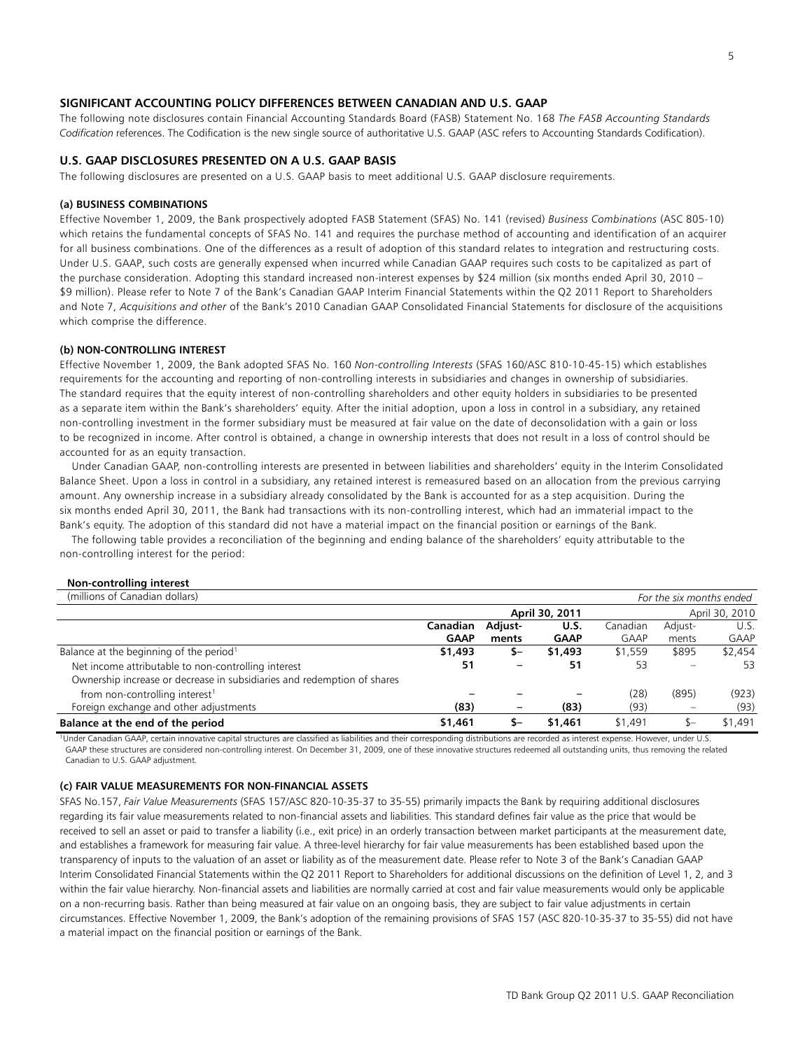## SIGNIFICANT ACCOUNTING POLICY DIFFERENCES BETWEEN CANADIAN AND U.S. GAAP

The following note disclosures contain Financial Accounting Standards Board (FASB) Statement No. 168 *The FASB Accounting Standards Codification* references. The Codification is the new single source of authoritative U.S. GAAP (ASC refers to Accounting Standards Codification).

## U.S. GAAP DISCLOSURES PRESENTED ON A U.S. GAAP BASIS

The following disclosures are presented on a U.S. GAAP basis to meet additional U.S. GAAP disclosure requirements.

### (a) BUSINESS COMBINATIONS

Effective November 1, 2009, the Bank prospectively adopted FASB Statement (SFAS) No. 141 (revised) *Business Combinations* (ASC 805-10) which retains the fundamental concepts of SFAS No. 141 and requires the purchase method of accounting and identification of an acquirer for all business combinations. One of the differences as a result of adoption of this standard relates to integration and restructuring costs. Under U.S. GAAP, such costs are generally expensed when incurred while Canadian GAAP requires such costs to be capitalized as part of the purchase consideration. Adopting this standard increased non-interest expenses by $24 million (six months ended April 30, 2010 – $9 million). Please refer to Note 7 of the Bank's Canadian GAAP Interim Financial Statements within the Q2 2011 Report to Shareholders and Note 7, *Acquisitions and other* of the Bank's 2010 Canadian GAAP Consolidated Financial Statements for disclosure of the acquisitions which comprise the difference.

### (b) NON-CONTROLLING INTEREST

Effective November 1, 2009, the Bank adopted SFAS No. 160 *Non-controlling Interests* (SFAS 160/ASC 810-10-45-15) which establishes requirements for the accounting and reporting of non-controlling interests in subsidiaries and changes in ownership of subsidiaries. The standard requires that the equity interest of non-controlling shareholders and other equity holders in subsidiaries to be presented as a separate item within the Bank's shareholders' equity. After the initial adoption, upon a loss in control in a subsidiary, any retained non-controlling investment in the former subsidiary must be measured at fair value on the date of deconsolidation with a gain or loss to be recognized in income. After control is obtained, a change in ownership interests that does not result in a loss of control should be accounted for as an equity transaction.

Under Canadian GAAP, non-controlling interests are presented in between liabilities and shareholders' equity in the Interim Consolidated Balance Sheet. Upon a loss in control in a subsidiary, any retained interest is remeasured based on an allocation from the previous carrying amount. Any ownership increase in a subsidiary already consolidated by the Bank is accounted for as a step acquisition. During the six months ended April 30, 2011, the Bank had transactions with its non-controlling interest, which had an immaterial impact to the Bank's equity. The adoption of this standard did not have a material impact on the financial position or earnings of the Bank.

The following table provides a reconciliation of the beginning and ending balance of the shareholders' equity attributable to the non-controlling interest for the period:

**Non-controlling interest**

| (millions of Canadian dollars) | | | | | | *For the six months ended* |
|---|---|---|---|---|---|---|
| | | | **April 30, 2011** | | | April 30, 2010 |
| | **Canadian GAAP** | **Adjust-ments** | **U.S. GAAP** | Canadian GAAP | Adjust-ments | U.S. GAAP |
| Balance at the beginning of the period[1] | **$1,493** | **$–** | **$1,493** | $1,559 | $895 | $2,454 |
| Net income attributable to non-controlling interest | **51** | **–** | **51** | 53 | – | 53 |
| Ownership increase or decrease in subsidiaries and redemption of shares from non-controlling interest[1] | **–** | **–** | **–** | (28) | (895) | (923) |
| Foreign exchange and other adjustments | **(83)** | **–** | **(83)** | (93) | – | (93) |
| **Balance at the end of the period** | **$1,461** | **$–** | **$1,461** | $1,491 | $– | $1,491 |

[1] Under Canadian GAAP, certain innovative capital structures are classified as liabilities and their corresponding distributions are recorded as interest expense. However, under U.S. GAAP these structures are considered non-controlling interest. On December 31, 2009, one of these innovative structures redeemed all outstanding units, thus removing the related Canadian to U.S. GAAP adjustment.

### (c) FAIR VALUE MEASUREMENTS FOR NON-FINANCIAL ASSETS

SFAS No.157, *Fair Value Measurements* (SFAS 157/ASC 820-10-35-37 to 35-55) primarily impacts the Bank by requiring additional disclosures regarding its fair value measurements related to non-financial assets and liabilities. This standard defines fair value as the price that would be received to sell an asset or paid to transfer a liability (i.e., exit price) in an orderly transaction between market participants at the measurement date, and establishes a framework for measuring fair value. A three-level hierarchy for fair value measurements has been established based upon the transparency of inputs to the valuation of an asset or liability as of the measurement date. Please refer to Note 3 of the Bank's Canadian GAAP Interim Consolidated Financial Statements within the Q2 2011 Report to Shareholders for additional discussions on the definition of Level 1, 2, and 3 within the fair value hierarchy. Non-financial assets and liabilities are normally carried at cost and fair value measurements would only be applicable on a non-recurring basis. Rather than being measured at fair value on an ongoing basis, they are subject to fair value adjustments in certain circumstances. Effective November 1, 2009, the Bank's adoption of the remaining provisions of SFAS 157 (ASC 820-10-35-37 to 35-55) did not have a material impact on the financial position or earnings of the Bank.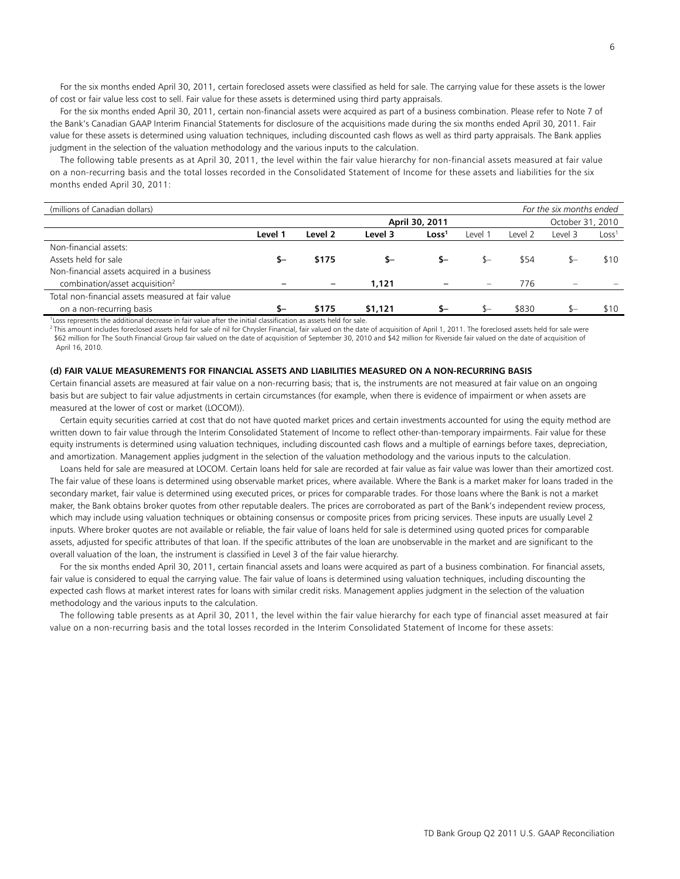For the six months ended April 30, 2011, certain foreclosed assets were classified as held for sale. The carrying value for these assets is the lower of cost or fair value less cost to sell. Fair value for these assets is determined using third party appraisals.

For the six months ended April 30, 2011, certain non-financial assets were acquired as part of a business combination. Please refer to Note 7 of the Bank's Canadian GAAP Interim Financial Statements for disclosure of the acquisitions made during the six months ended April 30, 2011. Fair value for these assets is determined using valuation techniques, including discounted cash flows as well as third party appraisals. The Bank applies judgment in the selection of the valuation methodology and the various inputs to the calculation.

The following table presents as at April 30, 2011, the level within the fair value hierarchy for non-financial assets measured at fair value on a non-recurring basis and the total losses recorded in the Consolidated Statement of Income for these assets and liabilities for the six months ended April 30, 2011:

| (millions of Canadian dollars) | | | | | | | | *For the six months ended* |
|---|---|---|---|---|---|---|---|---|
| | **April 30, 2011** | | | | October 31, 2010 | | | |
| | **Level 1** | **Level 2** | **Level 3** | **Loss[1]** | Level 1 | Level 2 | Level 3 | Loss[1] |
| Non-financial assets: | | | | | | | | |
| Assets held for sale | **$–** | **$175** | **$–** | **$–** | $– | $54 | $– | $10 |
| Non-financial assets acquired in a business combination/asset acquisition[2] | **–** | **–** | **1,121** | **–** | – | 776 | – | – |
| Total non-financial assets measured at fair value on a non-recurring basis | **$–** | **$175** | **$1,121** | **$–** | $– | $830 | $– | $10 |

[1] Loss represents the additional decrease in fair value after the initial classification as assets held for sale.

[2] This amount includes foreclosed assets held for sale of nil for Chrysler Financial, fair valued on the date of acquisition of April 1, 2011. The foreclosed assets held for sale were $62 million for The South Financial Group fair valued on the date of acquisition of September 30, 2010 and $42 million for Riverside fair valued on the date of acquisition of April 16, 2010.

#### (d) FAIR VALUE MEASUREMENTS FOR FINANCIAL ASSETS AND LIABILITIES MEASURED ON A NON-RECURRING BASIS

Certain financial assets are measured at fair value on a non-recurring basis; that is, the instruments are not measured at fair value on an ongoing basis but are subject to fair value adjustments in certain circumstances (for example, when there is evidence of impairment or when assets are measured at the lower of cost or market (LOCOM)).

Certain equity securities carried at cost that do not have quoted market prices and certain investments accounted for using the equity method are written down to fair value through the Interim Consolidated Statement of Income to reflect other-than-temporary impairments. Fair value for these equity instruments is determined using valuation techniques, including discounted cash flows and a multiple of earnings before taxes, depreciation, and amortization. Management applies judgment in the selection of the valuation methodology and the various inputs to the calculation.

Loans held for sale are measured at LOCOM. Certain loans held for sale are recorded at fair value as fair value was lower than their amortized cost. The fair value of these loans is determined using observable market prices, where available. Where the Bank is a market maker for loans traded in the secondary market, fair value is determined using executed prices, or prices for comparable trades. For those loans where the Bank is not a market maker, the Bank obtains broker quotes from other reputable dealers. The prices are corroborated as part of the Bank's independent review process, which may include using valuation techniques or obtaining consensus or composite prices from pricing services. These inputs are usually Level 2 inputs. Where broker quotes are not available or reliable, the fair value of loans held for sale is determined using quoted prices for comparable assets, adjusted for specific attributes of that loan. If the specific attributes of the loan are unobservable in the market and are significant to the overall valuation of the loan, the instrument is classified in Level 3 of the fair value hierarchy.

For the six months ended April 30, 2011, certain financial assets and loans were acquired as part of a business combination. For financial assets, fair value is considered to equal the carrying value. The fair value of loans is determined using valuation techniques, including discounting the expected cash flows at market interest rates for loans with similar credit risks. Management applies judgment in the selection of the valuation methodology and the various inputs to the calculation.

The following table presents as at April 30, 2011, the level within the fair value hierarchy for each type of financial asset measured at fair value on a non-recurring basis and the total losses recorded in the Interim Consolidated Statement of Income for these assets: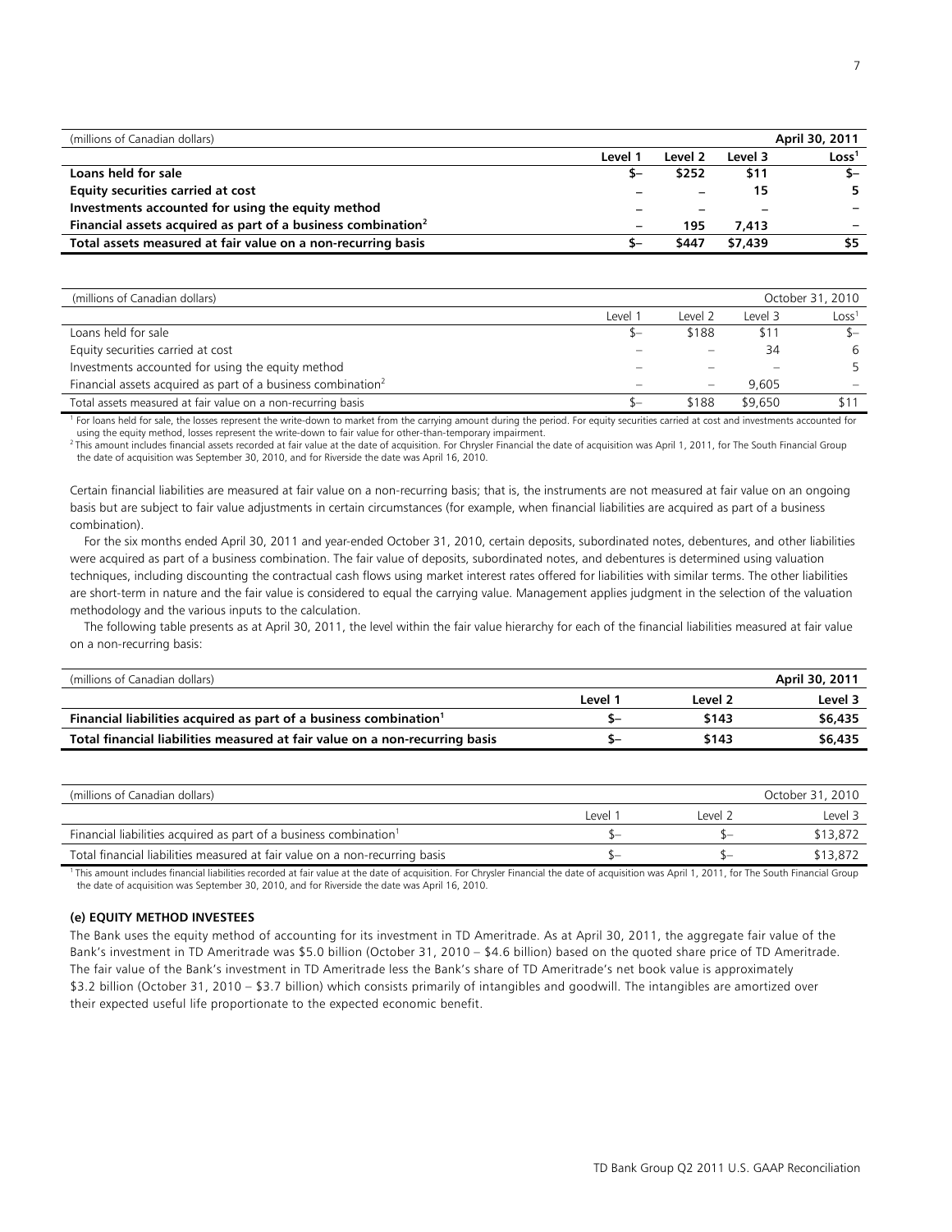| (millions of Canadian dollars) | | | | **April 30, 2011** |
| --- | --- | --- | --- | --- |
| | **Level 1** | **Level 2** | **Level 3** | **Loss[1]** |
| **Loans held for sale** | **$–** | **$252** | **$11** | **$–** |
| **Equity securities carried at cost** | **–** | **–** | **15** | **5** |
| **Investments accounted for using the equity method** | **–** | **–** | **–** | **–** |
| **Financial assets acquired as part of a business combination[2]** | **–** | **195** | **7,413** | **–** |
| **Total assets measured at fair value on a non-recurring basis** | **$–** | **$447** | **$7,439** | **$5** |

| (millions of Canadian dollars) | | | | October 31, 2010 |
| --- | --- | --- | --- | --- |
| | Level 1 | Level 2 | Level 3 | Loss[1] |
| Loans held for sale | $– | $188 | $11 | $– |
| Equity securities carried at cost | – | – | 34 | 6 |
| Investments accounted for using the equity method | – | – | – | 5 |
| Financial assets acquired as part of a business combination[2] | – | – | 9,605 | – |
| Total assets measured at fair value on a non-recurring basis | $– | $188 | $9,650 | $11 |

[1] For loans held for sale, the losses represent the write-down to market from the carrying amount during the period. For equity securities carried at cost and investments accounted for using the equity method, losses represent the write-down to fair value for other-than-temporary impairment.
[2] This amount includes financial assets recorded at fair value at the date of acquisition. For Chrysler Financial the date of acquisition was April 1, 2011, for The South Financial Group the date of acquisition was September 30, 2010, and for Riverside the date was April 16, 2010.

Certain financial liabilities are measured at fair value on a non-recurring basis; that is, the instruments are not measured at fair value on an ongoing basis but are subject to fair value adjustments in certain circumstances (for example, when financial liabilities are acquired as part of a business combination).

For the six months ended April 30, 2011 and year-ended October 31, 2010, certain deposits, subordinated notes, debentures, and other liabilities were acquired as part of a business combination. The fair value of deposits, subordinated notes, and debentures is determined using valuation techniques, including discounting the contractual cash flows using market interest rates offered for liabilities with similar terms. The other liabilities are short-term in nature and the fair value is considered to equal the carrying value. Management applies judgment in the selection of the valuation methodology and the various inputs to the calculation.

The following table presents as at April 30, 2011, the level within the fair value hierarchy for each of the financial liabilities measured at fair value on a non-recurring basis:

| (millions of Canadian dollars) | | | **April 30, 2011** |
| --- | --- | --- | --- |
| | **Level 1** | **Level 2** | **Level 3** |
| **Financial liabilities acquired as part of a business combination[1]** | **$–** | **$143** | **$6,435** |
| **Total financial liabilities measured at fair value on a non-recurring basis** | **$–** | **$143** | **$6,435** |

| (millions of Canadian dollars) | | | October 31, 2010 |
| --- | --- | --- | --- |
| | Level 1 | Level 2 | Level 3 |
| Financial liabilities acquired as part of a business combination[1] | $– | $– | $13,872 |
| Total financial liabilities measured at fair value on a non-recurring basis | $– | $– | $13,872 |

[1] This amount includes financial liabilities recorded at fair value at the date of acquisition. For Chrysler Financial the date of acquisition was April 1, 2011, for The South Financial Group the date of acquisition was September 30, 2010, and for Riverside the date was April 16, 2010.

#### (e) EQUITY METHOD INVESTEES

The Bank uses the equity method of accounting for its investment in TD Ameritrade. As at April 30, 2011, the aggregate fair value of the Bank's investment in TD Ameritrade was $5.0 billion (October 31, 2010 – $4.6 billion) based on the quoted share price of TD Ameritrade. The fair value of the Bank's investment in TD Ameritrade less the Bank's share of TD Ameritrade's net book value is approximately $3.2 billion (October 31, 2010 – $3.7 billion) which consists primarily of intangibles and goodwill. The intangibles are amortized over their expected useful life proportionate to the expected economic benefit.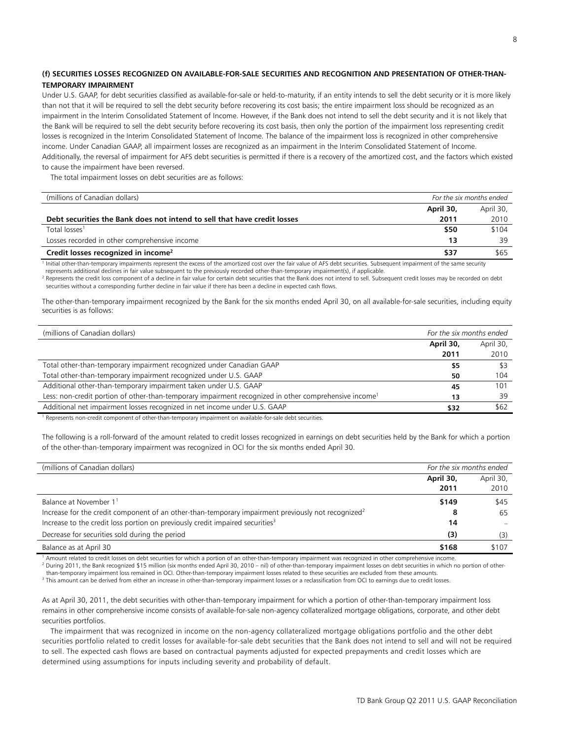### (f) SECURITIES LOSSES RECOGNIZED ON AVAILABLE-FOR-SALE SECURITIES AND RECOGNITION AND PRESENTATION OF OTHER-THAN-TEMPORARY IMPAIRMENT

Under U.S. GAAP, for debt securities classified as available-for-sale or held-to-maturity, if an entity intends to sell the debt security or it is more likely than not that it will be required to sell the debt security before recovering its cost basis; the entire impairment loss should be recognized as an impairment in the Interim Consolidated Statement of Income. However, if the Bank does not intend to sell the debt security and it is not likely that the Bank will be required to sell the debt security before recovering its cost basis, then only the portion of the impairment loss representing credit losses is recognized in the Interim Consolidated Statement of Income. The balance of the impairment loss is recognized in other comprehensive income. Under Canadian GAAP, all impairment losses are recognized as an impairment in the Interim Consolidated Statement of Income. Additionally, the reversal of impairment for AFS debt securities is permitted if there is a recovery of the amortized cost, and the factors which existed to cause the impairment have been reversed.

The total impairment losses on debt securities are as follows:

| (millions of Canadian dollars) | *For the six months ended* | |
|---|---|---|
| **Debt securities the Bank does not intend to sell that have credit losses** | **April 30, 2011** | April 30, 2010 |
| Total losses[1] | **$50** | $104 |
| Losses recorded in other comprehensive income | **13** | 39 |
| **Credit losses recognized in income[2]** | **$37** | $65 |

[1] Initial other-than-temporary impairments represent the excess of the amortized cost over the fair value of AFS debt securities. Subsequent impairment of the same security represents additional declines in fair value subsequent to the previously recorded other-than-temporary impairment(s), if applicable.
[2] Represents the credit loss component of a decline in fair value for certain debt securities that the Bank does not intend to sell. Subsequent credit losses may be recorded on debt securities without a corresponding further decline in fair value if there has been a decline in expected cash flows.

The other-than-temporary impairment recognized by the Bank for the six months ended April 30, on all available-for-sale securities, including equity securities is as follows:

| (millions of Canadian dollars) | *For the six months ended* | |
|---|---|---|
| | **April 30, 2011** | April 30, 2010 |
| Total other-than-temporary impairment recognized under Canadian GAAP | **$5** | $3 |
| Total other-than-temporary impairment recognized under U.S. GAAP | **50** | 104 |
| Additional other-than-temporary impairment taken under U.S. GAAP | **45** | 101 |
| Less: non-credit portion of other-than-temporary impairment recognized in other comprehensive income[1] | **13** | 39 |
| Additional net impairment losses recognized in net income under U.S. GAAP | **$32** | $62 |

[1] Represents non-credit component of other-than-temporary impairment on available-for-sale debt securities.

The following is a roll-forward of the amount related to credit losses recognized in earnings on debt securities held by the Bank for which a portion of the other-than-temporary impairment was recognized in OCI for the six months ended April 30.

| (millions of Canadian dollars) | *For the six months ended* | |
|---|---|---|
| | **April 30, 2011** | April 30, 2010 |
| Balance at November 1[1] | **$149** | $45 |
| Increase for the credit component of an other-than-temporary impairment previously not recognized[2] | **8** | 65 |
| Increase to the credit loss portion on previously credit impaired securities[3] | **14** | – |
| Decrease for securities sold during the period | **(3)** | (3) |
| Balance as at April 30 | **$168** | $107 |

[1] Amount related to credit losses on debt securities for which a portion of an other-than-temporary impairment was recognized in other comprehensive income.
[2] During 2011, the Bank recognized $15 million (six months ended April 30, 2010 – nil) of other-than-temporary impairment losses on debt securities in which no portion of other-than-temporary impairment loss remained in OCI. Other-than-temporary impairment losses related to these securities are excluded from these amounts.
[3] This amount can be derived from either an increase in other-than-temporary impairment losses or a reclassification from OCI to earnings due to credit losses.

As at April 30, 2011, the debt securities with other-than-temporary impairment for which a portion of other-than-temporary impairment loss remains in other comprehensive income consists of available-for-sale non-agency collateralized mortgage obligations, corporate, and other debt securities portfolios.

The impairment that was recognized in income on the non-agency collateralized mortgage obligations portfolio and the other debt securities portfolio related to credit losses for available-for-sale debt securities that the Bank does not intend to sell and will not be required to sell. The expected cash flows are based on contractual payments adjusted for expected prepayments and credit losses which are determined using assumptions for inputs including severity and probability of default.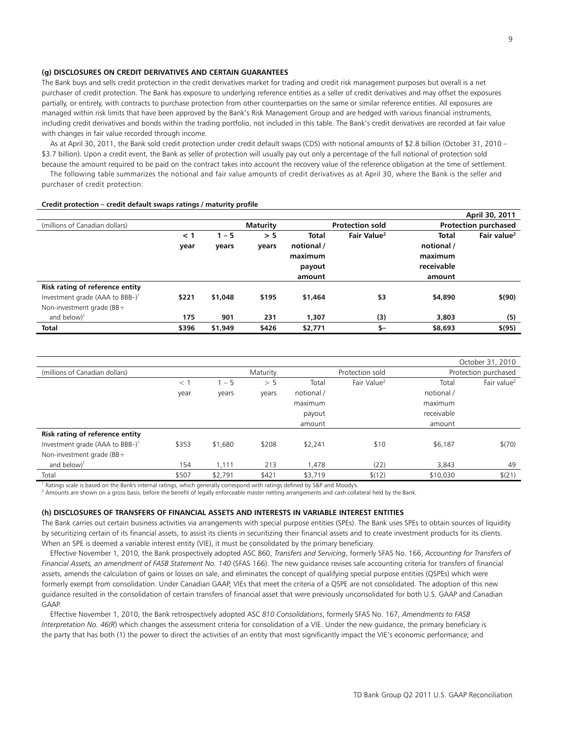### (g) DISCLOSURES ON CREDIT DERIVATIVES AND CERTAIN GUARANTEES

The Bank buys and sells credit protection in the credit derivatives market for trading and credit risk management purposes but overall is a net purchaser of credit protection. The Bank has exposure to underlying reference entities as a seller of credit derivatives and may offset the exposures partially, or entirely, with contracts to purchase protection from other counterparties on the same or similar reference entities. All exposures are managed within risk limits that have been approved by the Bank's Risk Management Group and are hedged with various financial instruments, including credit derivatives and bonds within the trading portfolio, not included in this table. The Bank's credit derivatives are recorded at fair value with changes in fair value recorded through income.

As at April 30, 2011, the Bank sold credit protection under credit default swaps (CDS) with notional amounts of $2.8 billion (October 31, 2010 – $3.7 billion). Upon a credit event, the Bank as seller of protection will usually pay out only a percentage of the full notional of protection sold because the amount required to be paid on the contract takes into account the recovery value of the reference obligation at the time of settlement.

The following table summarizes the notional and fair value amounts of credit derivatives as at April 30, where the Bank is the seller and purchaser of credit protection:

**Credit protection – credit default swaps ratings / maturity profile**

| | | | | | | | **April 30, 2011** |
|---|---|---|---|---|---|---|---|
| (millions of Canadian dollars) | | | **Maturity** | | **Protection sold** | | **Protection purchased** |
| | **< 1 year** | **1 – 5 years** | **> 5 years** | **Total notional / maximum payout amount** | **Fair Value[2]** | **Total notional / maximum receivable amount** | **Fair value[2]** |
| **Risk rating of reference entity** | | | | | | | |
| Investment grade (AAA to BBB–)[1] | **$221** | **$1,048** | **$195** | **$1,464** | **$3** | **$4,890** | **$(90)** |
| Non-investment grade (BB+ and below)[1] | **175** | **901** | **231** | **1,307** | **(3)** | **3,803** | **(5)** |
| **Total** | **$396** | **$1,949** | **$426** | **$2,771** | **$–** | **$8,693** | **$(95)** |

| | | | | | | | October 31, 2010 |
|---|---|---|---|---|---|---|---|
| (millions of Canadian dollars) | | | Maturity | | Protection sold | | Protection purchased |
| | < 1 year | 1 – 5 years | > 5 years | Total notional / maximum payout amount | Fair Value[2] | Total notional / maximum receivable amount | Fair value[2] |
| **Risk rating of reference entity** | | | | | | | |
| Investment grade (AAA to BBB–)[1] | $353 | $1,680 | $208 | $2,241 | $10 | $6,187 | $(70) |
| Non-investment grade (BB+ and below)[1] | 154 | 1,111 | 213 | 1,478 | (22) | 3,843 | 49 |
| Total | $507 | $2,791 | $421 | $3,719 | $(12) | $10,030 | $(21) |

[1] Ratings scale is based on the Bank's internal ratings, which generally correspond with ratings defined by S&P and Moody's.

[2] Amounts are shown on a gross basis, before the benefit of legally enforceable master netting arrangements and cash collateral held by the Bank.

### (h) DISCLOSURES OF TRANSFERS OF FINANCIAL ASSETS AND INTERESTS IN VARIABLE INTEREST ENTITIES

The Bank carries out certain business activities via arrangements with special purpose entities (SPEs). The Bank uses SPEs to obtain sources of liquidity by securitizing certain of its financial assets, to assist its clients in securitizing their financial assets and to create investment products for its clients. When an SPE is deemed a variable interest entity (VIE), it must be consolidated by the primary beneficiary.

Effective November 1, 2010, the Bank prospectively adopted ASC 860, *Transfers and Servicing*, formerly SFAS No. 166, *Accounting for Transfers of Financial Assets, an amendment of FASB Statement No. 140* (SFAS 166). The new guidance revises sale accounting criteria for transfers of financial assets, amends the calculation of gains or losses on sale, and eliminates the concept of qualifying special purpose entities (QSPEs) which were formerly exempt from consolidation. Under Canadian GAAP, VIEs that meet the criteria of a QSPE are not consolidated. The adoption of this new guidance resulted in the consolidation of certain transfers of financial asset that were previously unconsolidated for both U.S. GAAP and Canadian GAAP.

Effective November 1, 2010, the Bank retrospectively adopted ASC *810 Consolidations*, formerly SFAS No. 167, *Amendments to FASB Interpretation No. 46(R)* which changes the assessment criteria for consolidation of a VIE. Under the new guidance, the primary beneficiary is the party that has both (1) the power to direct the activities of an entity that most significantly impact the VIE's economic performance; and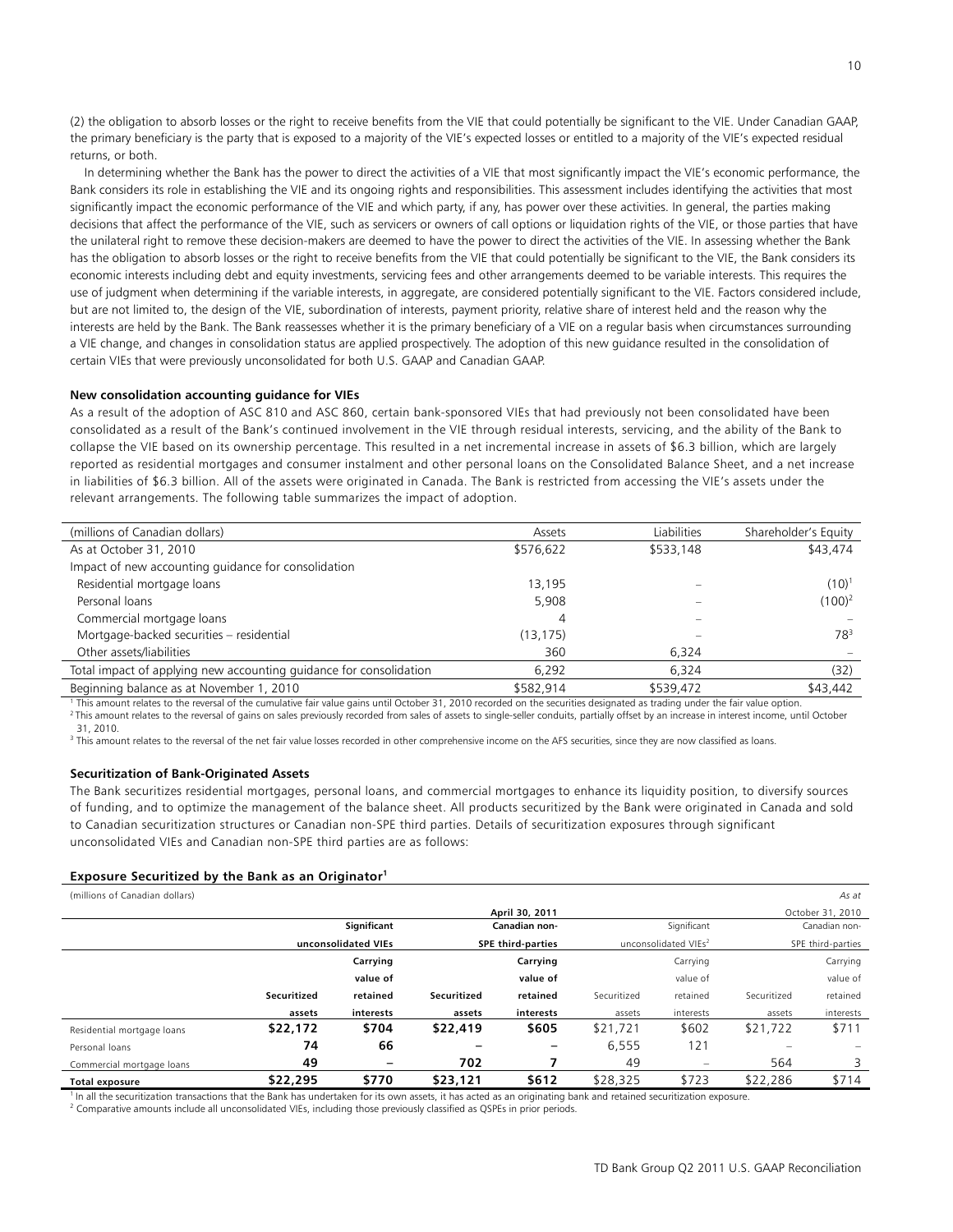(2) the obligation to absorb losses or the right to receive benefits from the VIE that could potentially be significant to the VIE. Under Canadian GAAP, the primary beneficiary is the party that is exposed to a majority of the VIE's expected losses or entitled to a majority of the VIE's expected residual returns, or both.

In determining whether the Bank has the power to direct the activities of a VIE that most significantly impact the VIE's economic performance, the Bank considers its role in establishing the VIE and its ongoing rights and responsibilities. This assessment includes identifying the activities that most significantly impact the economic performance of the VIE and which party, if any, has power over these activities. In general, the parties making decisions that affect the performance of the VIE, such as servicers or owners of call options or liquidation rights of the VIE, or those parties that have the unilateral right to remove these decision-makers are deemed to have the power to direct the activities of the VIE. In assessing whether the Bank has the obligation to absorb losses or the right to receive benefits from the VIE that could potentially be significant to the VIE, the Bank considers its economic interests including debt and equity investments, servicing fees and other arrangements deemed to be variable interests. This requires the use of judgment when determining if the variable interests, in aggregate, are considered potentially significant to the VIE. Factors considered include, but are not limited to, the design of the VIE, subordination of interests, payment priority, relative share of interest held and the reason why the interests are held by the Bank. The Bank reassesses whether it is the primary beneficiary of a VIE on a regular basis when circumstances surrounding a VIE change, and changes in consolidation status are applied prospectively. The adoption of this new guidance resulted in the consolidation of certain VIEs that were previously unconsolidated for both U.S. GAAP and Canadian GAAP.

**New consolidation accounting guidance for VIEs**

As a result of the adoption of ASC 810 and ASC 860, certain bank-sponsored VIEs that had previously not been consolidated have been consolidated as a result of the Bank's continued involvement in the VIE through residual interests, servicing, and the ability of the Bank to collapse the VIE based on its ownership percentage. This resulted in a net incremental increase in assets of $6.3 billion, which are largely reported as residential mortgages and consumer instalment and other personal loans on the Consolidated Balance Sheet, and a net increase in liabilities of $6.3 billion. All of the assets were originated in Canada. The Bank is restricted from accessing the VIE's assets under the relevant arrangements. The following table summarizes the impact of adoption.

| (millions of Canadian dollars) | Assets | Liabilities | Shareholder's Equity |
|---|---|---|---|
| As at October 31, 2010 | $576,622 | $533,148 | $43,474 |
| Impact of new accounting guidance for consolidation | | | |
| Residential mortgage loans | 13,195 | – | (10)[1] |
| Personal loans | 5,908 | – | (100)[2] |
| Commercial mortgage loans | 4 | – | – |
| Mortgage-backed securities – residential | (13,175) | – | 78[3] |
| Other assets/liabilities | 360 | 6,324 | – |
| Total impact of applying new accounting guidance for consolidation | 6,292 | 6,324 | (32) |
| Beginning balance as at November 1, 2010 | $582,914 | $539,472 | $43,442 |

[1] This amount relates to the reversal of the cumulative fair value gains until October 31, 2010 recorded on the securities designated as trading under the fair value option.
[2] This amount relates to the reversal of gains on sales previously recorded from sales of assets to single-seller conduits, partially offset by an increase in interest income, until October 31, 2010.
[3] This amount relates to the reversal of the net fair value losses recorded in other comprehensive income on the AFS securities, since they are now classified as loans.

**Securitization of Bank-Originated Assets**

The Bank securitizes residential mortgages, personal loans, and commercial mortgages to enhance its liquidity position, to diversify sources of funding, and to optimize the management of the balance sheet. All products securitized by the Bank were originated in Canada and sold to Canadian securitization structures or Canadian non-SPE third parties. Details of securitization exposures through significant unconsolidated VIEs and Canadian non-SPE third parties are as follows:

**Exposure Securitized by the Bank as an Originator[1]**

| (millions of Canadian dollars) | | | | | | | | *As at* |
|---|---|---|---|---|---|---|---|---|
| | **April 30, 2011** | | | | October 31, 2010 | | | |
| | **Significant unconsolidated VIEs** | | **Canadian non-SPE third-parties** | | Significant unconsolidated VIEs[2] | | Canadian non-SPE third-parties | |
| | **Securitized assets** | **Carrying value of retained interests** | **Securitized assets** | **Carrying value of retained interests** | Securitized assets | Carrying value of retained interests | Securitized assets | Carrying value of retained interests |
| Residential mortgage loans | **$22,172** | **$704** | **$22,419** | **$605** | $21,721 | $602 | $21,722 | $711 |
| Personal loans | **74** | **66** | **–** | **–** | 6,555 | 121 | – | – |
| Commercial mortgage loans | **49** | **–** | **702** | **7** | 49 | – | 564 | 3 |
| **Total exposure** | **$22,295** | **$770** | **$23,121** | **$612** | $28,325 | $723 | $22,286 | $714 |

[1] In all the securitization transactions that the Bank has undertaken for its own assets, it has acted as an originating bank and retained securitization exposure.
[2] Comparative amounts include all unconsolidated VIEs, including those previously classified as QSPEs in prior periods.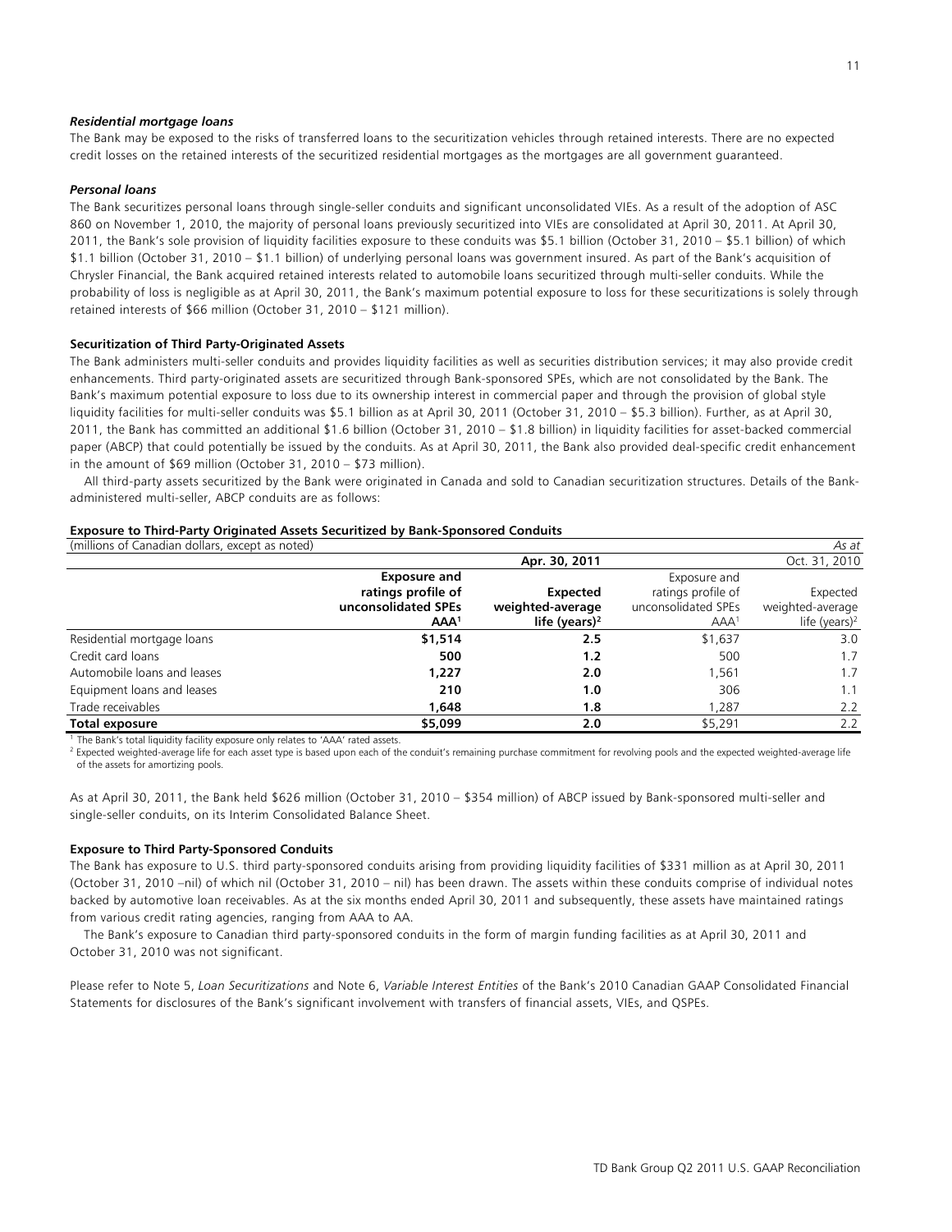***Residential mortgage loans***

The Bank may be exposed to the risks of transferred loans to the securitization vehicles through retained interests. There are no expected credit losses on the retained interests of the securitized residential mortgages as the mortgages are all government guaranteed.

***Personal loans***

The Bank securitizes personal loans through single-seller conduits and significant unconsolidated VIEs. As a result of the adoption of ASC 860 on November 1, 2010, the majority of personal loans previously securitized into VIEs are consolidated at April 30, 2011. At April 30, 2011, the Bank's sole provision of liquidity facilities exposure to these conduits was $5.1 billion (October 31, 2010 – $5.1 billion) of which $1.1 billion (October 31, 2010 – $1.1 billion) of underlying personal loans was government insured. As part of the Bank's acquisition of Chrysler Financial, the Bank acquired retained interests related to automobile loans securitized through multi-seller conduits. While the probability of loss is negligible as at April 30, 2011, the Bank's maximum potential exposure to loss for these securitizations is solely through retained interests of $66 million (October 31, 2010 – $121 million).

**Securitization of Third Party-Originated Assets**

The Bank administers multi-seller conduits and provides liquidity facilities as well as securities distribution services; it may also provide credit enhancements. Third party-originated assets are securitized through Bank-sponsored SPEs, which are not consolidated by the Bank. The Bank's maximum potential exposure to loss due to its ownership interest in commercial paper and through the provision of global style liquidity facilities for multi-seller conduits was $5.1 billion as at April 30, 2011 (October 31, 2010 – $5.3 billion). Further, as at April 30, 2011, the Bank has committed an additional $1.6 billion (October 31, 2010 – $1.8 billion) in liquidity facilities for asset-backed commercial paper (ABCP) that could potentially be issued by the conduits. As at April 30, 2011, the Bank also provided deal-specific credit enhancement in the amount of $69 million (October 31, 2010 – $73 million).

All third-party assets securitized by the Bank were originated in Canada and sold to Canadian securitization structures. Details of the Bank-administered multi-seller, ABCP conduits are as follows:

**Exposure to Third-Party Originated Assets Securitized by Bank-Sponsored Conduits**

| (millions of Canadian dollars, except as noted) | | | | *As at* |
|---|---|---|---|---|
| | **Apr. 30, 2011** | | Oct. 31, 2010 | |
| | **Exposure and ratings profile of unconsolidated SPEs AAA[1]** | **Expected weighted-average life (years)[2]** | Exposure and ratings profile of unconsolidated SPEs AAA[1] | Expected weighted-average life (years)[2] |
| Residential mortgage loans | **$1,514** | **2.5** | $1,637 | 3.0 |
| Credit card loans | **500** | **1.2** | 500 | 1.7 |
| Automobile loans and leases | **1,227** | **2.0** | 1,561 | 1.7 |
| Equipment loans and leases | **210** | **1.0** | 306 | 1.1 |
| Trade receivables | **1,648** | **1.8** | 1,287 | 2.2 |
| **Total exposure** | **$5,099** | **2.0** | $5,291 | 2.2 |

[1] The Bank's total liquidity facility exposure only relates to 'AAA' rated assets.

[2] Expected weighted-average life for each asset type is based upon each of the conduit's remaining purchase commitment for revolving pools and the expected weighted-average life of the assets for amortizing pools.

As at April 30, 2011, the Bank held $626 million (October 31, 2010 – $354 million) of ABCP issued by Bank-sponsored multi-seller and single-seller conduits, on its Interim Consolidated Balance Sheet.

**Exposure to Third Party-Sponsored Conduits**

The Bank has exposure to U.S. third party-sponsored conduits arising from providing liquidity facilities of $331 million as at April 30, 2011 (October 31, 2010 –nil) of which nil (October 31, 2010 – nil) has been drawn. The assets within these conduits comprise of individual notes backed by automotive loan receivables. As at the six months ended April 30, 2011 and subsequently, these assets have maintained ratings from various credit rating agencies, ranging from AAA to AA.

The Bank's exposure to Canadian third party-sponsored conduits in the form of margin funding facilities as at April 30, 2011 and October 31, 2010 was not significant.

Please refer to Note 5, *Loan Securitizations* and Note 6, *Variable Interest Entities* of the Bank's 2010 Canadian GAAP Consolidated Financial Statements for disclosures of the Bank's significant involvement with transfers of financial assets, VIEs, and QSPEs.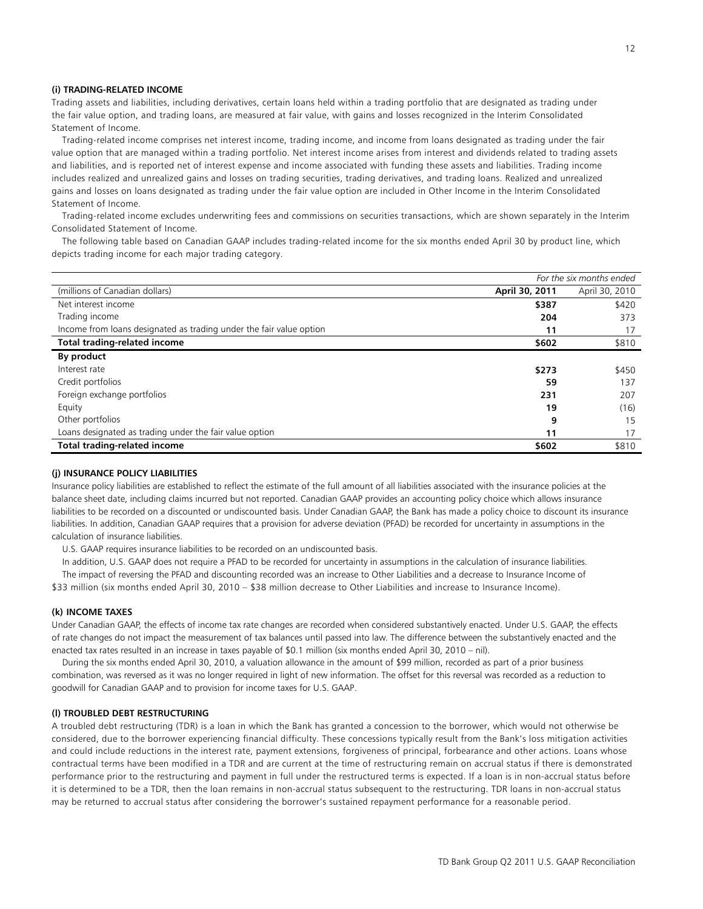### (i) TRADING-RELATED INCOME

Trading assets and liabilities, including derivatives, certain loans held within a trading portfolio that are designated as trading under the fair value option, and trading loans, are measured at fair value, with gains and losses recognized in the Interim Consolidated Statement of Income.

Trading-related income comprises net interest income, trading income, and income from loans designated as trading under the fair value option that are managed within a trading portfolio. Net interest income arises from interest and dividends related to trading assets and liabilities, and is reported net of interest expense and income associated with funding these assets and liabilities. Trading income includes realized and unrealized gains and losses on trading securities, trading derivatives, and trading loans. Realized and unrealized gains and losses on loans designated as trading under the fair value option are included in Other Income in the Interim Consolidated Statement of Income.

Trading-related income excludes underwriting fees and commissions on securities transactions, which are shown separately in the Interim Consolidated Statement of Income.

The following table based on Canadian GAAP includes trading-related income for the six months ended April 30 by product line, which depicts trading income for each major trading category.

| | *For the six months ended* | |
|---|---|---|
| (millions of Canadian dollars) | **April 30, 2011** | April 30, 2010 |
| Net interest income | **$387** | $420 |
| Trading income | **204** | 373 |
| Income from loans designated as trading under the fair value option | **11** | 17 |
| **Total trading-related income** | **$602** | $810 |
| **By product** | | |
| Interest rate | **$273** | $450 |
| Credit portfolios | **59** | 137 |
| Foreign exchange portfolios | **231** | 207 |
| Equity | **19** | (16) |
| Other portfolios | **9** | 15 |
| Loans designated as trading under the fair value option | **11** | 17 |
| **Total trading-related income** | **$602** | $810 |

### (j) INSURANCE POLICY LIABILITIES

Insurance policy liabilities are established to reflect the estimate of the full amount of all liabilities associated with the insurance policies at the balance sheet date, including claims incurred but not reported. Canadian GAAP provides an accounting policy choice which allows insurance liabilities to be recorded on a discounted or undiscounted basis. Under Canadian GAAP, the Bank has made a policy choice to discount its insurance liabilities. In addition, Canadian GAAP requires that a provision for adverse deviation (PFAD) be recorded for uncertainty in assumptions in the calculation of insurance liabilities.

U.S. GAAP requires insurance liabilities to be recorded on an undiscounted basis.

In addition, U.S. GAAP does not require a PFAD to be recorded for uncertainty in assumptions in the calculation of insurance liabilities.

The impact of reversing the PFAD and discounting recorded was an increase to Other Liabilities and a decrease to Insurance Income of $33 million (six months ended April 30, 2010 – $38 million decrease to Other Liabilities and increase to Insurance Income).

### (k) INCOME TAXES

Under Canadian GAAP, the effects of income tax rate changes are recorded when considered substantively enacted. Under U.S. GAAP, the effects of rate changes do not impact the measurement of tax balances until passed into law. The difference between the substantively enacted and the enacted tax rates resulted in an increase in taxes payable of $0.1 million (six months ended April 30, 2010 – nil).

During the six months ended April 30, 2010, a valuation allowance in the amount of $99 million, recorded as part of a prior business combination, was reversed as it was no longer required in light of new information. The offset for this reversal was recorded as a reduction to goodwill for Canadian GAAP and to provision for income taxes for U.S. GAAP.

### (l) TROUBLED DEBT RESTRUCTURING

A troubled debt restructuring (TDR) is a loan in which the Bank has granted a concession to the borrower, which would not otherwise be considered, due to the borrower experiencing financial difficulty. These concessions typically result from the Bank's loss mitigation activities and could include reductions in the interest rate, payment extensions, forgiveness of principal, forbearance and other actions. Loans whose contractual terms have been modified in a TDR and are current at the time of restructuring remain on accrual status if there is demonstrated performance prior to the restructuring and payment in full under the restructured terms is expected. If a loan is in non-accrual status before it is determined to be a TDR, then the loan remains in non-accrual status subsequent to the restructuring. TDR loans in non-accrual status may be returned to accrual status after considering the borrower's sustained repayment performance for a reasonable period.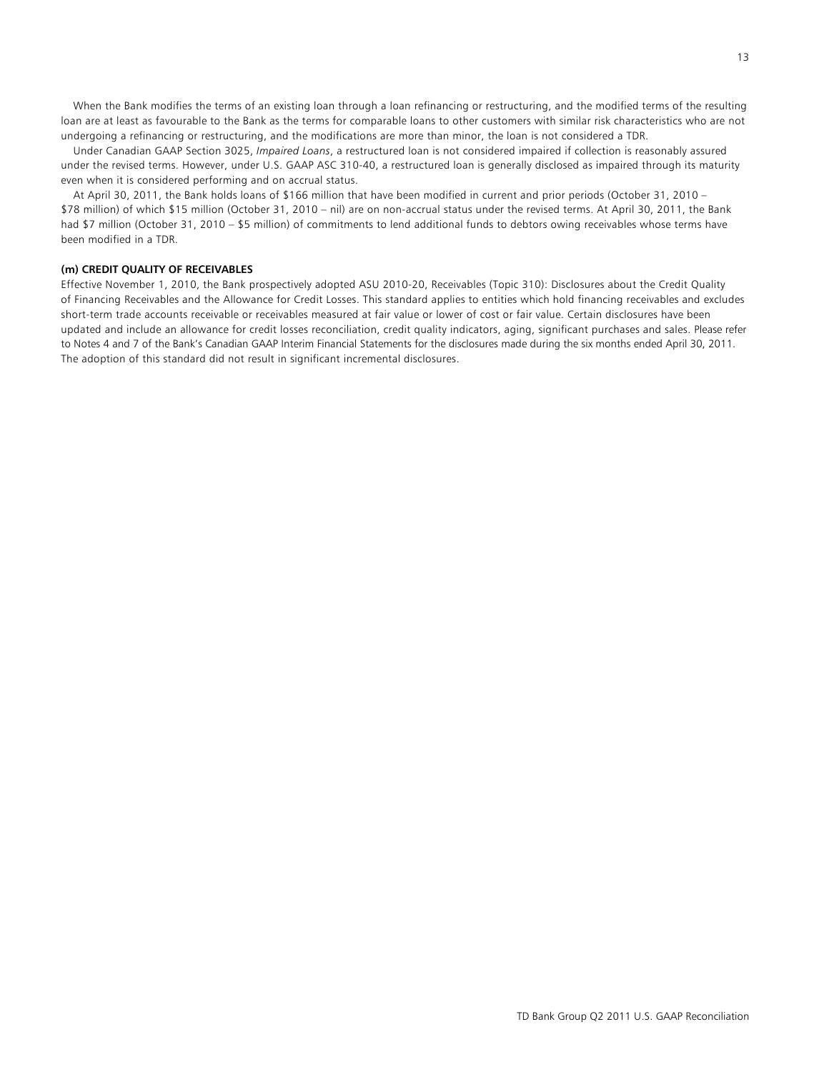When the Bank modifies the terms of an existing loan through a loan refinancing or restructuring, and the modified terms of the resulting loan are at least as favourable to the Bank as the terms for comparable loans to other customers with similar risk characteristics who are not undergoing a refinancing or restructuring, and the modifications are more than minor, the loan is not considered a TDR.

Under Canadian GAAP Section 3025, *Impaired Loans*, a restructured loan is not considered impaired if collection is reasonably assured under the revised terms. However, under U.S. GAAP ASC 310-40, a restructured loan is generally disclosed as impaired through its maturity even when it is considered performing and on accrual status.

At April 30, 2011, the Bank holds loans of $166 million that have been modified in current and prior periods (October 31, 2010 – $78 million) of which $15 million (October 31, 2010 – nil) are on non-accrual status under the revised terms. At April 30, 2011, the Bank had $7 million (October 31, 2010 – $5 million) of commitments to lend additional funds to debtors owing receivables whose terms have been modified in a TDR.

**(m) CREDIT QUALITY OF RECEIVABLES**

Effective November 1, 2010, the Bank prospectively adopted ASU 2010-20, Receivables (Topic 310): Disclosures about the Credit Quality of Financing Receivables and the Allowance for Credit Losses. This standard applies to entities which hold financing receivables and excludes short-term trade accounts receivable or receivables measured at fair value or lower of cost or fair value. Certain disclosures have been updated and include an allowance for credit losses reconciliation, credit quality indicators, aging, significant purchases and sales. Please refer to Notes 4 and 7 of the Bank's Canadian GAAP Interim Financial Statements for the disclosures made during the six months ended April 30, 2011. The adoption of this standard did not result in significant incremental disclosures.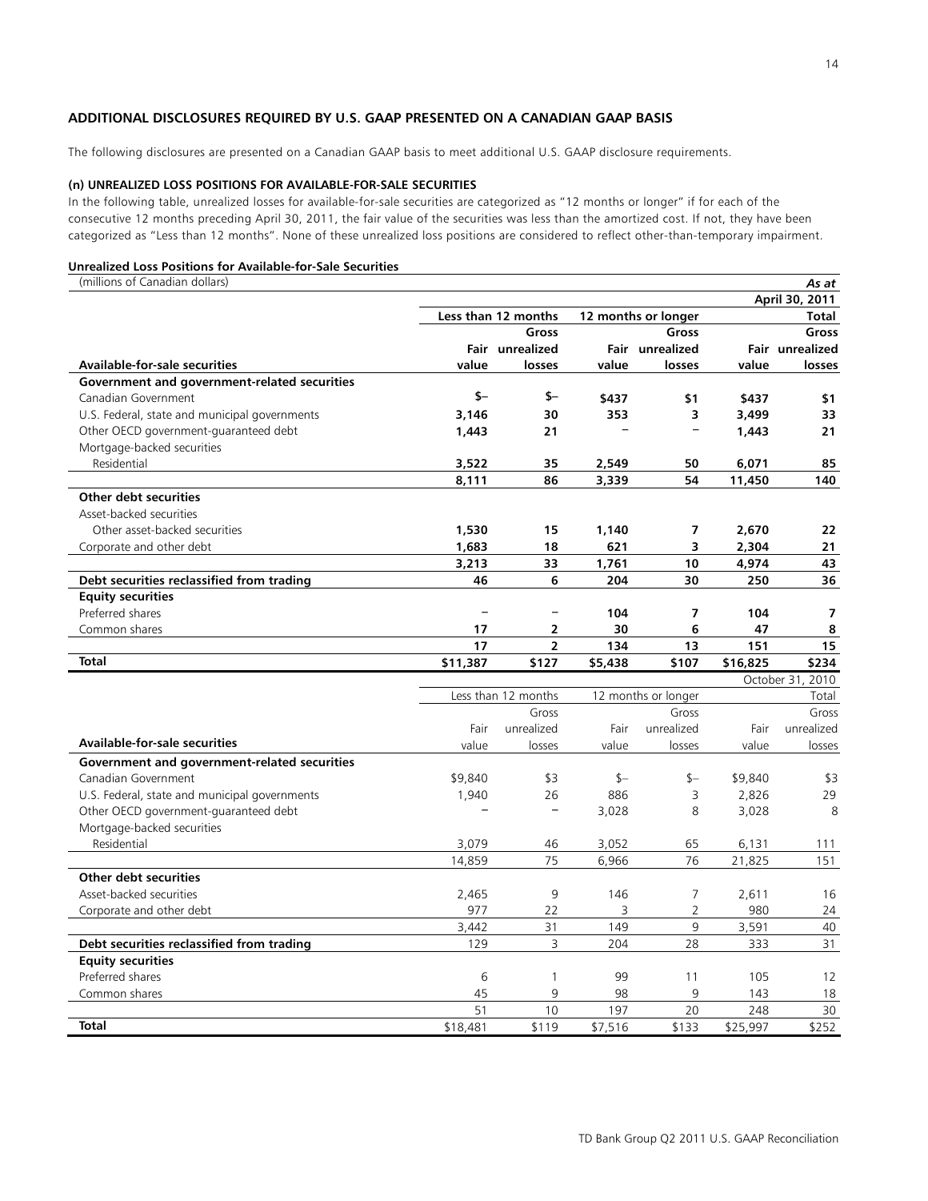## ADDITIONAL DISCLOSURES REQUIRED BY U.S. GAAP PRESENTED ON A CANADIAN GAAP BASIS

The following disclosures are presented on a Canadian GAAP basis to meet additional U.S. GAAP disclosure requirements.

### (n) UNREALIZED LOSS POSITIONS FOR AVAILABLE-FOR-SALE SECURITIES

In the following table, unrealized losses for available-for-sale securities are categorized as "12 months or longer" if for each of the consecutive 12 months preceding April 30, 2011, the fair value of the securities was less than the amortized cost. If not, they have been categorized as "Less than 12 months". None of these unrealized loss positions are considered to reflect other-than-temporary impairment.

**Unrealized Loss Positions for Available-for-Sale Securities**

(millions of Canadian dollars) *As at*

| | | | | | | **April 30, 2011** |
|---|---|---|---|---|---|---|
| | **Less than 12 months** | | **12 months or longer** | | | **Total** |
| **Available-for-sale securities** | **Fair value** | **Gross unrealized losses** | **Fair value** | **Gross unrealized losses** | **Fair value** | **Gross unrealized losses** |
| **Government and government-related securities** | | | | | | |
| Canadian Government | **$–** | **$–** | **$437** | **$1** | **$437** | **$1** |
| U.S. Federal, state and municipal governments | **3,146** | **30** | **353** | **3** | **3,499** | **33** |
| Other OECD government-guaranteed debt | **1,443** | **21** | – | – | **1,443** | **21** |
| Mortgage-backed securities | | | | | | |
| Residential | **3,522** | **35** | **2,549** | **50** | **6,071** | **85** |
| | **8,111** | **86** | **3,339** | **54** | **11,450** | **140** |
| **Other debt securities** | | | | | | |
| Asset-backed securities | | | | | | |
| Other asset-backed securities | **1,530** | **15** | **1,140** | **7** | **2,670** | **22** |
| Corporate and other debt | **1,683** | **18** | **621** | **3** | **2,304** | **21** |
| | **3,213** | **33** | **1,761** | **10** | **4,974** | **43** |
| **Debt securities reclassified from trading** | **46** | **6** | **204** | **30** | **250** | **36** |
| **Equity securities** | | | | | | |
| Preferred shares | – | – | **104** | **7** | **104** | **7** |
| Common shares | **17** | **2** | **30** | **6** | **47** | **8** |
| | **17** | **2** | **134** | **13** | **151** | **15** |
| **Total** | **$11,387** | **$127** | **$5,438** | **$107** | **$16,825** | **$234** |

| | | | | | | October 31, 2010 |
|---|---|---|---|---|---|---|
| | Less than 12 months | | 12 months or longer | | | Total |
| **Available-for-sale securities** | Fair value | Gross unrealized losses | Fair value | Gross unrealized losses | Fair value | Gross unrealized losses |
| **Government and government-related securities** | | | | | | |
| Canadian Government | $9,840 | $3 | $– | $– | $9,840 | $3 |
| U.S. Federal, state and municipal governments | 1,940 | 26 | 886 | 3 | 2,826 | 29 |
| Other OECD government-guaranteed debt | – | – | 3,028 | 8 | 3,028 | 8 |
| Mortgage-backed securities | | | | | | |
| Residential | 3,079 | 46 | 3,052 | 65 | 6,131 | 111 |
| | 14,859 | 75 | 6,966 | 76 | 21,825 | 151 |
| **Other debt securities** | | | | | | |
| Asset-backed securities | 2,465 | 9 | 146 | 7 | 2,611 | 16 |
| Corporate and other debt | 977 | 22 | 3 | 2 | 980 | 24 |
| | 3,442 | 31 | 149 | 9 | 3,591 | 40 |
| **Debt securities reclassified from trading** | 129 | 3 | 204 | 28 | 333 | 31 |
| **Equity securities** | | | | | | |
| Preferred shares | 6 | 1 | 99 | 11 | 105 | 12 |
| Common shares | 45 | 9 | 98 | 9 | 143 | 18 |
| | 51 | 10 | 197 | 20 | 248 | 30 |
| **Total** | $18,481 | $119 | $7,516 | $133 | $25,997 | $252 |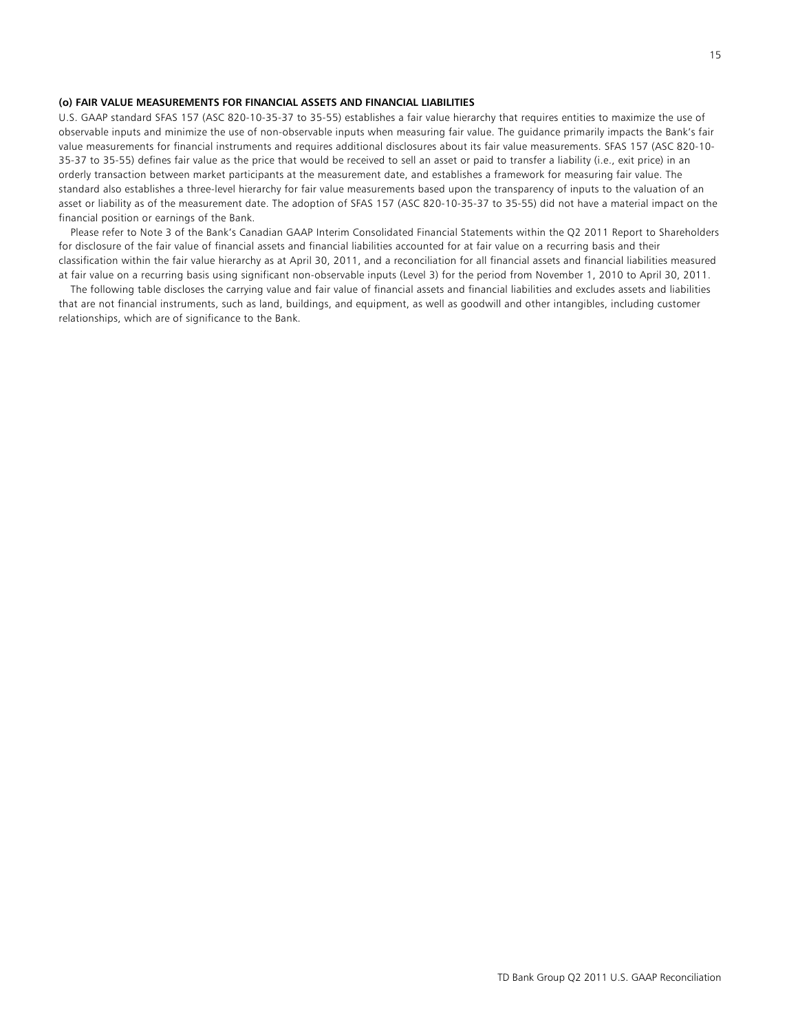**(o) FAIR VALUE MEASUREMENTS FOR FINANCIAL ASSETS AND FINANCIAL LIABILITIES**

U.S. GAAP standard SFAS 157 (ASC 820-10-35-37 to 35-55) establishes a fair value hierarchy that requires entities to maximize the use of observable inputs and minimize the use of non-observable inputs when measuring fair value. The guidance primarily impacts the Bank's fair value measurements for financial instruments and requires additional disclosures about its fair value measurements. SFAS 157 (ASC 820-10-35-37 to 35-55) defines fair value as the price that would be received to sell an asset or paid to transfer a liability (i.e., exit price) in an orderly transaction between market participants at the measurement date, and establishes a framework for measuring fair value. The standard also establishes a three-level hierarchy for fair value measurements based upon the transparency of inputs to the valuation of an asset or liability as of the measurement date. The adoption of SFAS 157 (ASC 820-10-35-37 to 35-55) did not have a material impact on the financial position or earnings of the Bank.

Please refer to Note 3 of the Bank's Canadian GAAP Interim Consolidated Financial Statements within the Q2 2011 Report to Shareholders for disclosure of the fair value of financial assets and financial liabilities accounted for at fair value on a recurring basis and their classification within the fair value hierarchy as at April 30, 2011, and a reconciliation for all financial assets and financial liabilities measured at fair value on a recurring basis using significant non-observable inputs (Level 3) for the period from November 1, 2010 to April 30, 2011.

The following table discloses the carrying value and fair value of financial assets and financial liabilities and excludes assets and liabilities that are not financial instruments, such as land, buildings, and equipment, as well as goodwill and other intangibles, including customer relationships, which are of significance to the Bank.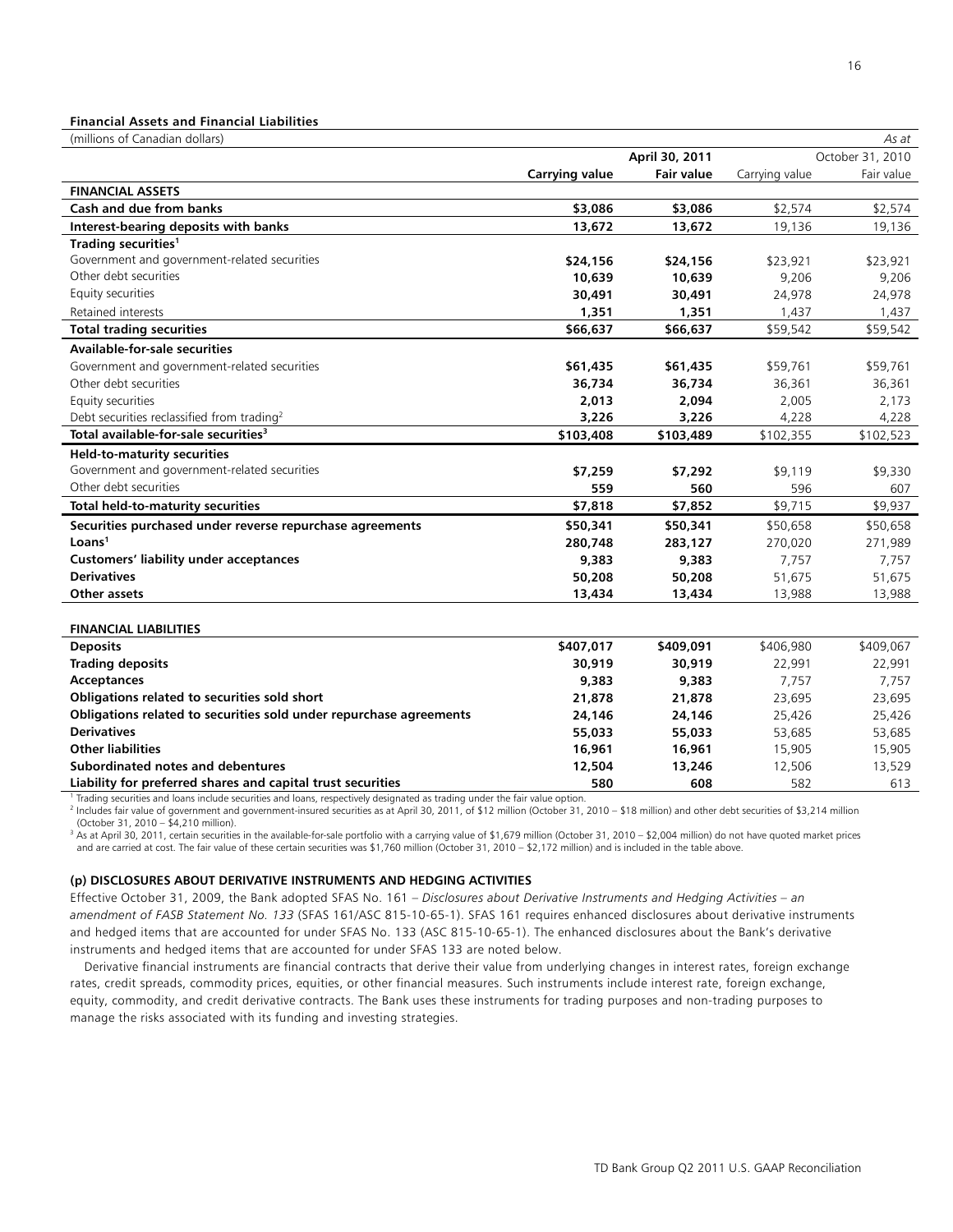**Financial Assets and Financial Liabilities**

| (millions of Canadian dollars) | | | | *As at* |
|---|---|---|---|---|
| | **April 30, 2011** | | October 31, 2010 | |
| | **Carrying value** | **Fair value** | Carrying value | Fair value |
| **FINANCIAL ASSETS** | | | | |
| **Cash and due from banks** | **$3,086** | **$3,086** | $2,574 | $2,574 |
| **Interest-bearing deposits with banks** | **13,672** | **13,672** | 19,136 | 19,136 |
| **Trading securities**[1] | | | | |
| Government and government-related securities | **$24,156** | **$24,156** | $23,921 | $23,921 |
| Other debt securities | **10,639** | **10,639** | 9,206 | 9,206 |
| Equity securities | **30,491** | **30,491** | 24,978 | 24,978 |
| Retained interests | **1,351** | **1,351** | 1,437 | 1,437 |
| **Total trading securities** | **$66,637** | **$66,637** | $59,542 | $59,542 |
| **Available-for-sale securities** | | | | |
| Government and government-related securities | **$61,435** | **$61,435** | $59,761 | $59,761 |
| Other debt securities | **36,734** | **36,734** | 36,361 | 36,361 |
| Equity securities | **2,013** | **2,094** | 2,005 | 2,173 |
| Debt securities reclassified from trading[2] | **3,226** | **3,226** | 4,228 | 4,228 |
| **Total available-for-sale securities**[3] | **$103,408** | **$103,489** | $102,355 | $102,523 |
| **Held-to-maturity securities** | | | | |
| Government and government-related securities | **$7,259** | **$7,292** | $9,119 | $9,330 |
| Other debt securities | **559** | **560** | 596 | 607 |
| **Total held-to-maturity securities** | **$7,818** | **$7,852** | $9,715 | $9,937 |
| **Securities purchased under reverse repurchase agreements** | **$50,341** | **$50,341** | $50,658 | $50,658 |
| **Loans**[1] | **280,748** | **283,127** | 270,020 | 271,989 |
| **Customers' liability under acceptances** | **9,383** | **9,383** | 7,757 | 7,757 |
| **Derivatives** | **50,208** | **50,208** | 51,675 | 51,675 |
| **Other assets** | **13,434** | **13,434** | 13,988 | 13,988 |
| | | | | |
| **FINANCIAL LIABILITIES** | | | | |
| **Deposits** | **$407,017** | **$409,091** | $406,980 | $409,067 |
| **Trading deposits** | **30,919** | **30,919** | 22,991 | 22,991 |
| **Acceptances** | **9,383** | **9,383** | 7,757 | 7,757 |
| **Obligations related to securities sold short** | **21,878** | **21,878** | 23,695 | 23,695 |
| **Obligations related to securities sold under repurchase agreements** | **24,146** | **24,146** | 25,426 | 25,426 |
| **Derivatives** | **55,033** | **55,033** | 53,685 | 53,685 |
| **Other liabilities** | **16,961** | **16,961** | 15,905 | 15,905 |
| **Subordinated notes and debentures** | **12,504** | **13,246** | 12,506 | 13,529 |
| **Liability for preferred shares and capital trust securities** | **580** | **608** | 582 | 613 |

[1] Trading securities and loans include securities and loans, respectively designated as trading under the fair value option.
[2] Includes fair value of government and government-insured securities as at April 30, 2011, of $12 million (October 31, 2010 – $18 million) and other debt securities of $3,214 million (October 31, 2010 – $4,210 million).
[3] As at April 30, 2011, certain securities in the available-for-sale portfolio with a carrying value of $1,679 million (October 31, 2010 – $2,004 million) do not have quoted market prices and are carried at cost. The fair value of these certain securities was $1,760 million (October 31, 2010 – $2,172 million) and is included in the table above.

**(p) DISCLOSURES ABOUT DERIVATIVE INSTRUMENTS AND HEDGING ACTIVITIES**

Effective October 31, 2009, the Bank adopted SFAS No. 161 – *Disclosures about Derivative Instruments and Hedging Activities – an amendment of FASB Statement No. 133* (SFAS 161/ASC 815-10-65-1). SFAS 161 requires enhanced disclosures about derivative instruments and hedged items that are accounted for under SFAS No. 133 (ASC 815-10-65-1). The enhanced disclosures about the Bank's derivative instruments and hedged items that are accounted for under SFAS 133 are noted below.

Derivative financial instruments are financial contracts that derive their value from underlying changes in interest rates, foreign exchange rates, credit spreads, commodity prices, equities, or other financial measures. Such instruments include interest rate, foreign exchange, equity, commodity, and credit derivative contracts. The Bank uses these instruments for trading purposes and non-trading purposes to manage the risks associated with its funding and investing strategies.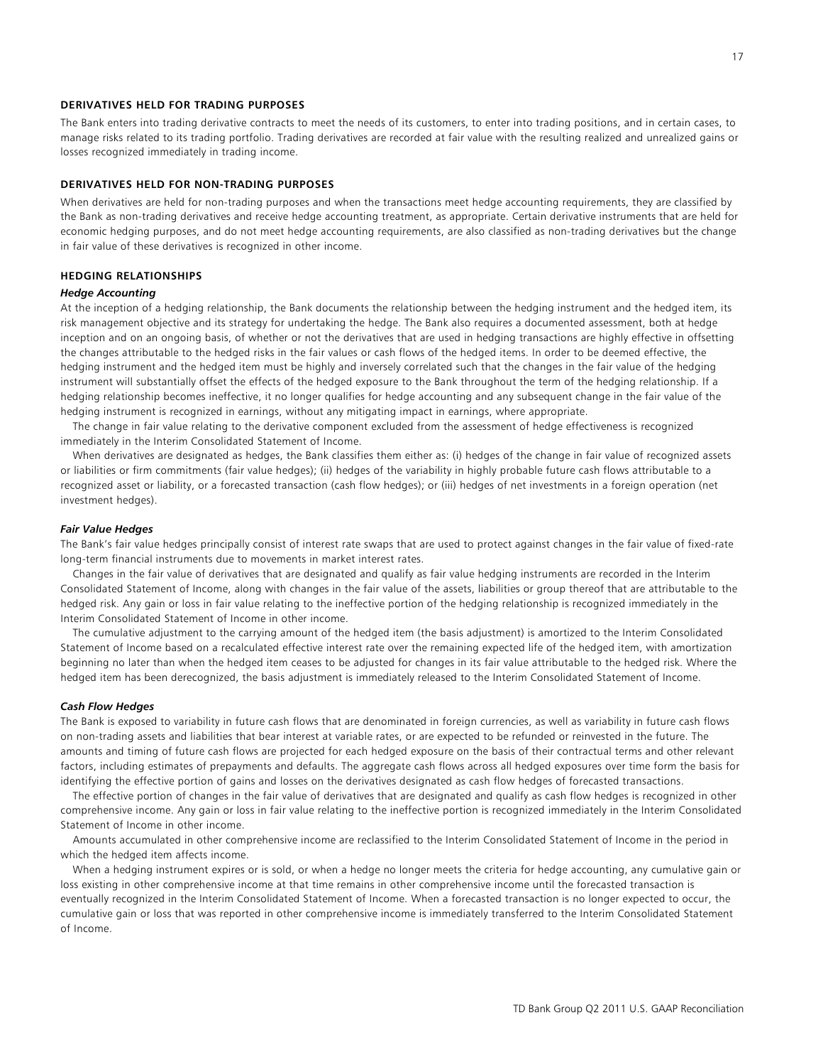## DERIVATIVES HELD FOR TRADING PURPOSES

The Bank enters into trading derivative contracts to meet the needs of its customers, to enter into trading positions, and in certain cases, to manage risks related to its trading portfolio. Trading derivatives are recorded at fair value with the resulting realized and unrealized gains or losses recognized immediately in trading income.

## DERIVATIVES HELD FOR NON-TRADING PURPOSES

When derivatives are held for non-trading purposes and when the transactions meet hedge accounting requirements, they are classified by the Bank as non-trading derivatives and receive hedge accounting treatment, as appropriate. Certain derivative instruments that are held for economic hedging purposes, and do not meet hedge accounting requirements, are also classified as non-trading derivatives but the change in fair value of these derivatives is recognized in other income.

## HEDGING RELATIONSHIPS

### *Hedge Accounting*

At the inception of a hedging relationship, the Bank documents the relationship between the hedging instrument and the hedged item, its risk management objective and its strategy for undertaking the hedge. The Bank also requires a documented assessment, both at hedge inception and on an ongoing basis, of whether or not the derivatives that are used in hedging transactions are highly effective in offsetting the changes attributable to the hedged risks in the fair values or cash flows of the hedged items. In order to be deemed effective, the hedging instrument and the hedged item must be highly and inversely correlated such that the changes in the fair value of the hedging instrument will substantially offset the effects of the hedged exposure to the Bank throughout the term of the hedging relationship. If a hedging relationship becomes ineffective, it no longer qualifies for hedge accounting and any subsequent change in the fair value of the hedging instrument is recognized in earnings, without any mitigating impact in earnings, where appropriate.

The change in fair value relating to the derivative component excluded from the assessment of hedge effectiveness is recognized immediately in the Interim Consolidated Statement of Income.

When derivatives are designated as hedges, the Bank classifies them either as: (i) hedges of the change in fair value of recognized assets or liabilities or firm commitments (fair value hedges); (ii) hedges of the variability in highly probable future cash flows attributable to a recognized asset or liability, or a forecasted transaction (cash flow hedges); or (iii) hedges of net investments in a foreign operation (net investment hedges).

### *Fair Value Hedges*

The Bank's fair value hedges principally consist of interest rate swaps that are used to protect against changes in the fair value of fixed-rate long-term financial instruments due to movements in market interest rates.

Changes in the fair value of derivatives that are designated and qualify as fair value hedging instruments are recorded in the Interim Consolidated Statement of Income, along with changes in the fair value of the assets, liabilities or group thereof that are attributable to the hedged risk. Any gain or loss in fair value relating to the ineffective portion of the hedging relationship is recognized immediately in the Interim Consolidated Statement of Income in other income.

The cumulative adjustment to the carrying amount of the hedged item (the basis adjustment) is amortized to the Interim Consolidated Statement of Income based on a recalculated effective interest rate over the remaining expected life of the hedged item, with amortization beginning no later than when the hedged item ceases to be adjusted for changes in its fair value attributable to the hedged risk. Where the hedged item has been derecognized, the basis adjustment is immediately released to the Interim Consolidated Statement of Income.

### *Cash Flow Hedges*

The Bank is exposed to variability in future cash flows that are denominated in foreign currencies, as well as variability in future cash flows on non-trading assets and liabilities that bear interest at variable rates, or are expected to be refunded or reinvested in the future. The amounts and timing of future cash flows are projected for each hedged exposure on the basis of their contractual terms and other relevant factors, including estimates of prepayments and defaults. The aggregate cash flows across all hedged exposures over time form the basis for identifying the effective portion of gains and losses on the derivatives designated as cash flow hedges of forecasted transactions.

The effective portion of changes in the fair value of derivatives that are designated and qualify as cash flow hedges is recognized in other comprehensive income. Any gain or loss in fair value relating to the ineffective portion is recognized immediately in the Interim Consolidated Statement of Income in other income.

Amounts accumulated in other comprehensive income are reclassified to the Interim Consolidated Statement of Income in the period in which the hedged item affects income.

When a hedging instrument expires or is sold, or when a hedge no longer meets the criteria for hedge accounting, any cumulative gain or loss existing in other comprehensive income at that time remains in other comprehensive income until the forecasted transaction is eventually recognized in the Interim Consolidated Statement of Income. When a forecasted transaction is no longer expected to occur, the cumulative gain or loss that was reported in other comprehensive income is immediately transferred to the Interim Consolidated Statement of Income.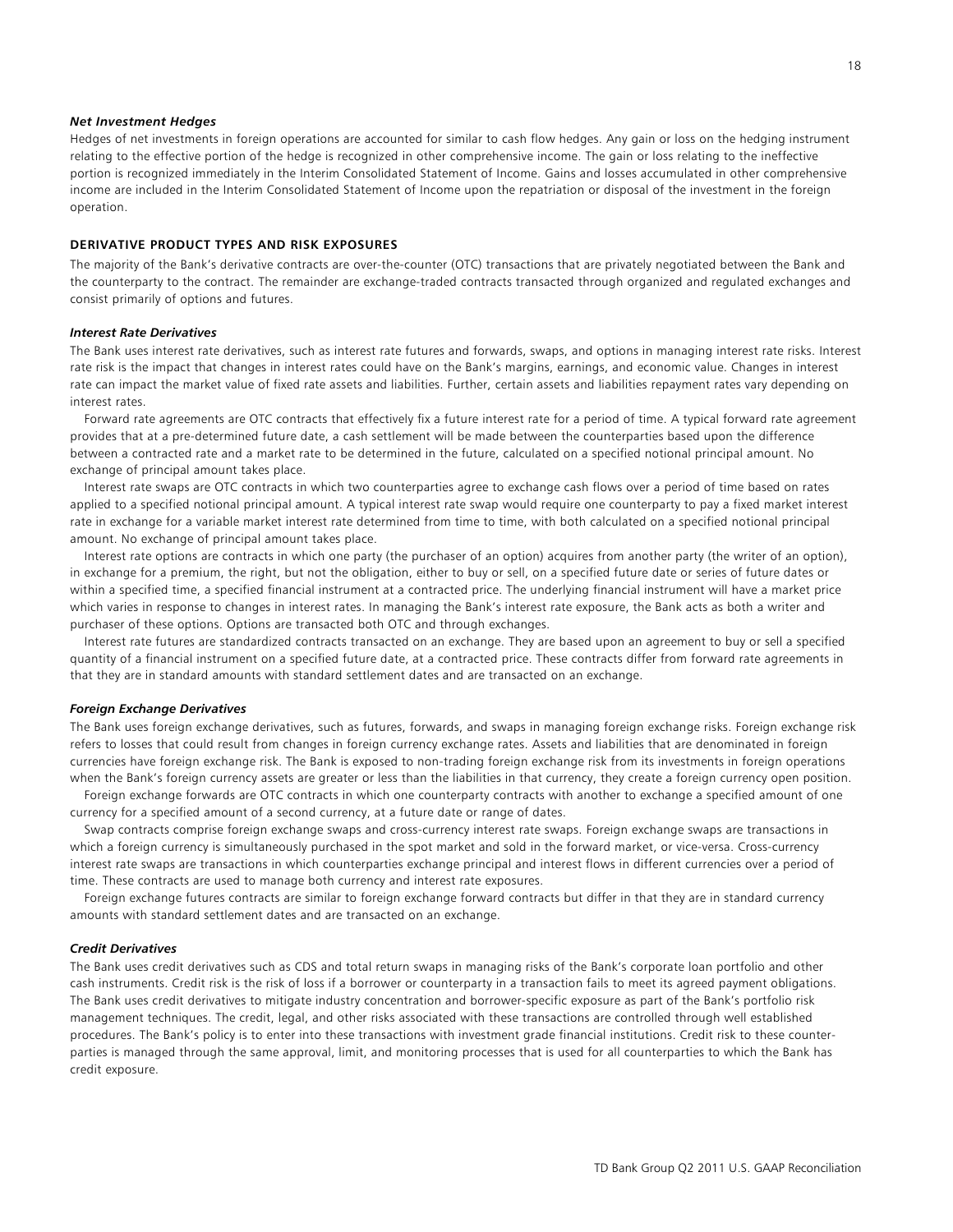### *Net Investment Hedges*

Hedges of net investments in foreign operations are accounted for similar to cash flow hedges. Any gain or loss on the hedging instrument relating to the effective portion of the hedge is recognized in other comprehensive income. The gain or loss relating to the ineffective portion is recognized immediately in the Interim Consolidated Statement of Income. Gains and losses accumulated in other comprehensive income are included in the Interim Consolidated Statement of Income upon the repatriation or disposal of the investment in the foreign operation.

## DERIVATIVE PRODUCT TYPES AND RISK EXPOSURES

The majority of the Bank's derivative contracts are over-the-counter (OTC) transactions that are privately negotiated between the Bank and the counterparty to the contract. The remainder are exchange-traded contracts transacted through organized and regulated exchanges and consist primarily of options and futures.

### *Interest Rate Derivatives*

The Bank uses interest rate derivatives, such as interest rate futures and forwards, swaps, and options in managing interest rate risks. Interest rate risk is the impact that changes in interest rates could have on the Bank's margins, earnings, and economic value. Changes in interest rate can impact the market value of fixed rate assets and liabilities. Further, certain assets and liabilities repayment rates vary depending on interest rates.

Forward rate agreements are OTC contracts that effectively fix a future interest rate for a period of time. A typical forward rate agreement provides that at a pre-determined future date, a cash settlement will be made between the counterparties based upon the difference between a contracted rate and a market rate to be determined in the future, calculated on a specified notional principal amount. No exchange of principal amount takes place.

Interest rate swaps are OTC contracts in which two counterparties agree to exchange cash flows over a period of time based on rates applied to a specified notional principal amount. A typical interest rate swap would require one counterparty to pay a fixed market interest rate in exchange for a variable market interest rate determined from time to time, with both calculated on a specified notional principal amount. No exchange of principal amount takes place.

Interest rate options are contracts in which one party (the purchaser of an option) acquires from another party (the writer of an option), in exchange for a premium, the right, but not the obligation, either to buy or sell, on a specified future date or series of future dates or within a specified time, a specified financial instrument at a contracted price. The underlying financial instrument will have a market price which varies in response to changes in interest rates. In managing the Bank's interest rate exposure, the Bank acts as both a writer and purchaser of these options. Options are transacted both OTC and through exchanges.

Interest rate futures are standardized contracts transacted on an exchange. They are based upon an agreement to buy or sell a specified quantity of a financial instrument on a specified future date, at a contracted price. These contracts differ from forward rate agreements in that they are in standard amounts with standard settlement dates and are transacted on an exchange.

### *Foreign Exchange Derivatives*

The Bank uses foreign exchange derivatives, such as futures, forwards, and swaps in managing foreign exchange risks. Foreign exchange risk refers to losses that could result from changes in foreign currency exchange rates. Assets and liabilities that are denominated in foreign currencies have foreign exchange risk. The Bank is exposed to non-trading foreign exchange risk from its investments in foreign operations when the Bank's foreign currency assets are greater or less than the liabilities in that currency, they create a foreign currency open position.

Foreign exchange forwards are OTC contracts in which one counterparty contracts with another to exchange a specified amount of one currency for a specified amount of a second currency, at a future date or range of dates.

Swap contracts comprise foreign exchange swaps and cross-currency interest rate swaps. Foreign exchange swaps are transactions in which a foreign currency is simultaneously purchased in the spot market and sold in the forward market, or vice-versa. Cross-currency interest rate swaps are transactions in which counterparties exchange principal and interest flows in different currencies over a period of time. These contracts are used to manage both currency and interest rate exposures.

Foreign exchange futures contracts are similar to foreign exchange forward contracts but differ in that they are in standard currency amounts with standard settlement dates and are transacted on an exchange.

### *Credit Derivatives*

The Bank uses credit derivatives such as CDS and total return swaps in managing risks of the Bank's corporate loan portfolio and other cash instruments. Credit risk is the risk of loss if a borrower or counterparty in a transaction fails to meet its agreed payment obligations. The Bank uses credit derivatives to mitigate industry concentration and borrower-specific exposure as part of the Bank's portfolio risk management techniques. The credit, legal, and other risks associated with these transactions are controlled through well established procedures. The Bank's policy is to enter into these transactions with investment grade financial institutions. Credit risk to these counter-parties is managed through the same approval, limit, and monitoring processes that is used for all counterparties to which the Bank has credit exposure.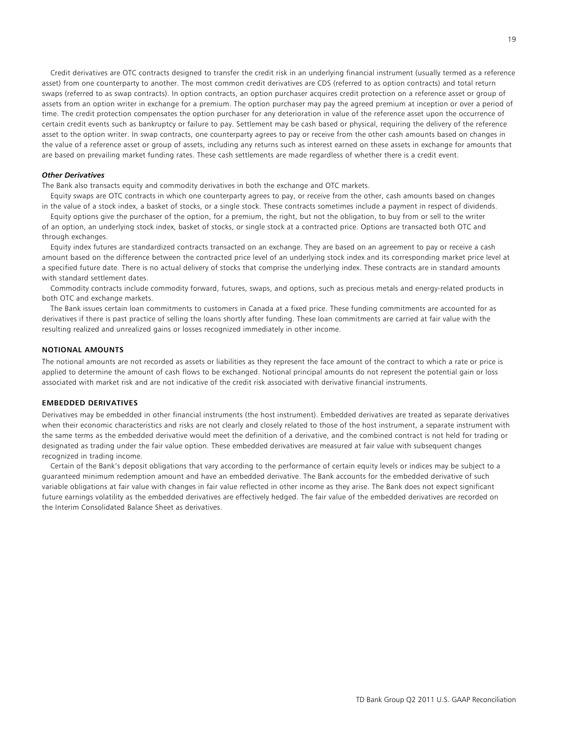Credit derivatives are OTC contracts designed to transfer the credit risk in an underlying financial instrument (usually termed as a reference asset) from one counterparty to another. The most common credit derivatives are CDS (referred to as option contracts) and total return swaps (referred to as swap contracts). In option contracts, an option purchaser acquires credit protection on a reference asset or group of assets from an option writer in exchange for a premium. The option purchaser may pay the agreed premium at inception or over a period of time. The credit protection compensates the option purchaser for any deterioration in value of the reference asset upon the occurrence of certain credit events such as bankruptcy or failure to pay. Settlement may be cash based or physical, requiring the delivery of the reference asset to the option writer. In swap contracts, one counterparty agrees to pay or receive from the other cash amounts based on changes in the value of a reference asset or group of assets, including any returns such as interest earned on these assets in exchange for amounts that are based on prevailing market funding rates. These cash settlements are made regardless of whether there is a credit event.

***Other Derivatives***

The Bank also transacts equity and commodity derivatives in both the exchange and OTC markets.

Equity swaps are OTC contracts in which one counterparty agrees to pay, or receive from the other, cash amounts based on changes in the value of a stock index, a basket of stocks, or a single stock. These contracts sometimes include a payment in respect of dividends.

Equity options give the purchaser of the option, for a premium, the right, but not the obligation, to buy from or sell to the writer of an option, an underlying stock index, basket of stocks, or single stock at a contracted price. Options are transacted both OTC and through exchanges.

Equity index futures are standardized contracts transacted on an exchange. They are based on an agreement to pay or receive a cash amount based on the difference between the contracted price level of an underlying stock index and its corresponding market price level at a specified future date. There is no actual delivery of stocks that comprise the underlying index. These contracts are in standard amounts with standard settlement dates.

Commodity contracts include commodity forward, futures, swaps, and options, such as precious metals and energy-related products in both OTC and exchange markets.

The Bank issues certain loan commitments to customers in Canada at a fixed price. These funding commitments are accounted for as derivatives if there is past practice of selling the loans shortly after funding. These loan commitments are carried at fair value with the resulting realized and unrealized gains or losses recognized immediately in other income.

**NOTIONAL AMOUNTS**

The notional amounts are not recorded as assets or liabilities as they represent the face amount of the contract to which a rate or price is applied to determine the amount of cash flows to be exchanged. Notional principal amounts do not represent the potential gain or loss associated with market risk and are not indicative of the credit risk associated with derivative financial instruments.

**EMBEDDED DERIVATIVES**

Derivatives may be embedded in other financial instruments (the host instrument). Embedded derivatives are treated as separate derivatives when their economic characteristics and risks are not clearly and closely related to those of the host instrument, a separate instrument with the same terms as the embedded derivative would meet the definition of a derivative, and the combined contract is not held for trading or designated as trading under the fair value option. These embedded derivatives are measured at fair value with subsequent changes recognized in trading income.

Certain of the Bank's deposit obligations that vary according to the performance of certain equity levels or indices may be subject to a guaranteed minimum redemption amount and have an embedded derivative. The Bank accounts for the embedded derivative of such variable obligations at fair value with changes in fair value reflected in other income as they arise. The Bank does not expect significant future earnings volatility as the embedded derivatives are effectively hedged. The fair value of the embedded derivatives are recorded on the Interim Consolidated Balance Sheet as derivatives.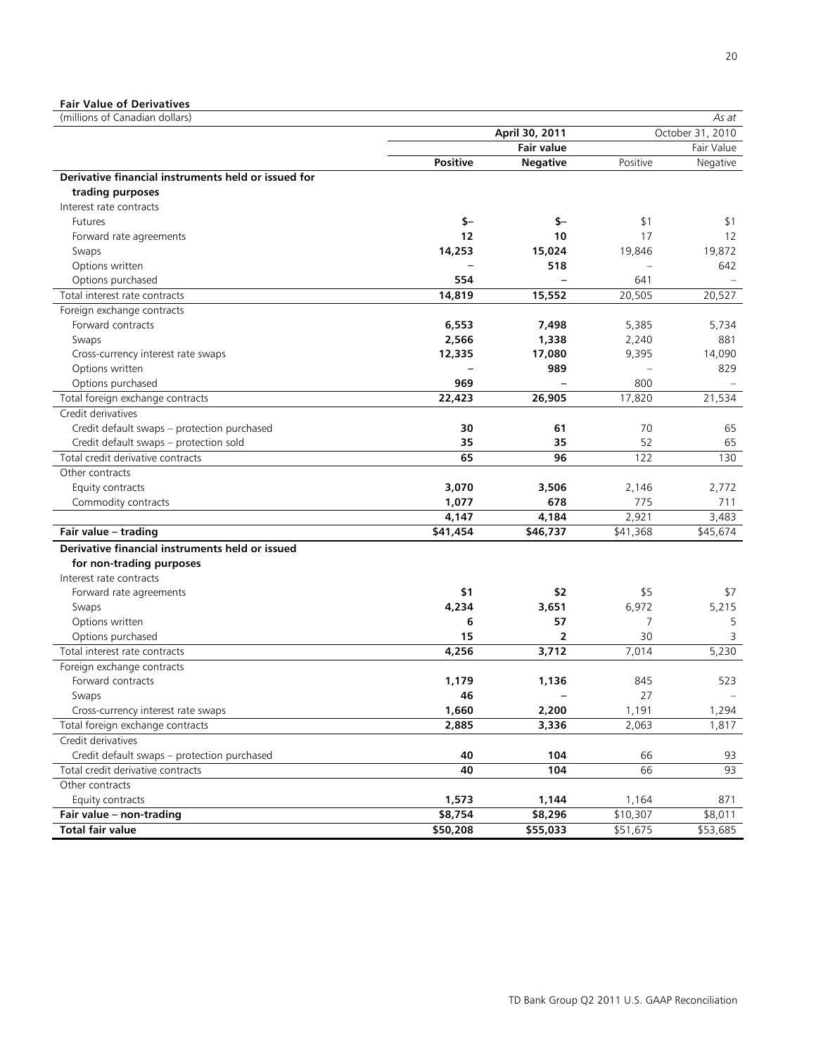**Fair Value of Derivatives**

| (millions of Canadian dollars) | | | | *As at* |
|---|---|---|---|---|
| | **April 30, 2011** | | October 31, 2010 | |
| | **Fair value** | | Fair Value | |
| | **Positive** | **Negative** | Positive | Negative |
| **Derivative financial instruments held or issued for trading purposes** | | | | |
| Interest rate contracts | | | | |
| Futures | **$–** | **$–** | $1 | $1 |
| Forward rate agreements | **12** | **10** | 17 | 12 |
| Swaps | **14,253** | **15,024** | 19,846 | 19,872 |
| Options written | **–** | **518** | – | 642 |
| Options purchased | **554** | **–** | 641 | – |
| Total interest rate contracts | **14,819** | **15,552** | 20,505 | 20,527 |
| Foreign exchange contracts | | | | |
| Forward contracts | **6,553** | **7,498** | 5,385 | 5,734 |
| Swaps | **2,566** | **1,338** | 2,240 | 881 |
| Cross-currency interest rate swaps | **12,335** | **17,080** | 9,395 | 14,090 |
| Options written | **–** | **989** | – | 829 |
| Options purchased | **969** | **–** | 800 | – |
| Total foreign exchange contracts | **22,423** | **26,905** | 17,820 | 21,534 |
| Credit derivatives | | | | |
| Credit default swaps – protection purchased | **30** | **61** | 70 | 65 |
| Credit default swaps – protection sold | **35** | **35** | 52 | 65 |
| Total credit derivative contracts | **65** | **96** | 122 | 130 |
| Other contracts | | | | |
| Equity contracts | **3,070** | **3,506** | 2,146 | 2,772 |
| Commodity contracts | **1,077** | **678** | 775 | 711 |
| | **4,147** | **4,184** | 2,921 | 3,483 |
| **Fair value – trading** | **$41,454** | **$46,737** | $41,368 | $45,674 |
| **Derivative financial instruments held or issued for non-trading purposes** | | | | |
| Interest rate contracts | | | | |
| Forward rate agreements | **$1** | **$2** | $5 | $7 |
| Swaps | **4,234** | **3,651** | 6,972 | 5,215 |
| Options written | **6** | **57** | 7 | 5 |
| Options purchased | **15** | **2** | 30 | 3 |
| Total interest rate contracts | **4,256** | **3,712** | 7,014 | 5,230 |
| Foreign exchange contracts | | | | |
| Forward contracts | **1,179** | **1,136** | 845 | 523 |
| Swaps | **46** | **–** | 27 | – |
| Cross-currency interest rate swaps | **1,660** | **2,200** | 1,191 | 1,294 |
| Total foreign exchange contracts | **2,885** | **3,336** | 2,063 | 1,817 |
| Credit derivatives | | | | |
| Credit default swaps – protection purchased | **40** | **104** | 66 | 93 |
| Total credit derivative contracts | **40** | **104** | 66 | 93 |
| Other contracts | | | | |
| Equity contracts | **1,573** | **1,144** | 1,164 | 871 |
| **Fair value – non-trading** | **$8,754** | **$8,296** | $10,307 | $8,011 |
| **Total fair value** | **$50,208** | **$55,033** | $51,675 | $53,685 |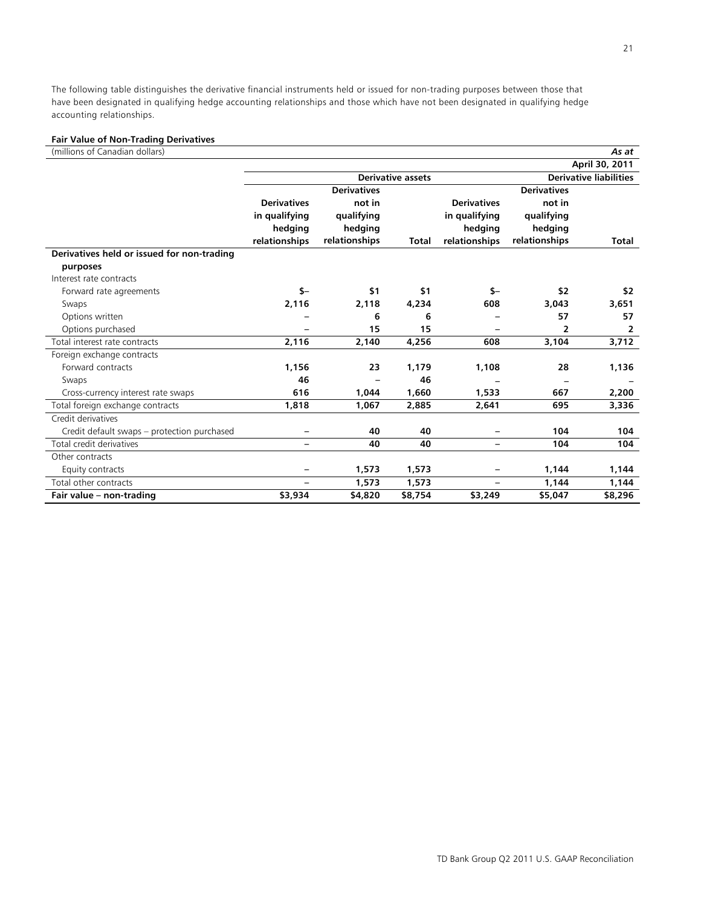The following table distinguishes the derivative financial instruments held or issued for non-trading purposes between those that have been designated in qualifying hedge accounting relationships and those which have not been designated in qualifying hedge accounting relationships.

**Fair Value of Non-Trading Derivatives**

| (millions of Canadian dollars) | | | | | | *As at* |
|---|---|---|---|---|---|---|
| | | | | | | **April 30, 2011** |
| | **Derivative assets** | | | **Derivative liabilities** | | |
| | **Derivatives in qualifying hedging relationships** | **Derivatives not in qualifying hedging relationships** | **Total** | **Derivatives in qualifying hedging relationships** | **Derivatives not in qualifying hedging relationships** | **Total** |
| **Derivatives held or issued for non-trading purposes** | | | | | | |
| Interest rate contracts | | | | | | |
| Forward rate agreements | **$–** | **$1** | **$1** | **$–** | **$2** | **$2** |
| Swaps | **2,116** | **2,118** | **4,234** | **608** | **3,043** | **3,651** |
| Options written | **–** | **6** | **6** | **–** | **57** | **57** |
| Options purchased | **–** | **15** | **15** | **–** | **2** | **2** |
| Total interest rate contracts | **2,116** | **2,140** | **4,256** | **608** | **3,104** | **3,712** |
| Foreign exchange contracts | | | | | | |
| Forward contracts | **1,156** | **23** | **1,179** | **1,108** | **28** | **1,136** |
| Swaps | **46** | **–** | **46** | **–** | **–** | **–** |
| Cross-currency interest rate swaps | **616** | **1,044** | **1,660** | **1,533** | **667** | **2,200** |
| Total foreign exchange contracts | **1,818** | **1,067** | **2,885** | **2,641** | **695** | **3,336** |
| Credit derivatives | | | | | | |
| Credit default swaps – protection purchased | **–** | **40** | **40** | **–** | **104** | **104** |
| Total credit derivatives | **–** | **40** | **40** | **–** | **104** | **104** |
| Other contracts | | | | | | |
| Equity contracts | **–** | **1,573** | **1,573** | **–** | **1,144** | **1,144** |
| Total other contracts | **–** | **1,573** | **1,573** | **–** | **1,144** | **1,144** |
| **Fair value – non-trading** | **$3,934** | **$4,820** | **$8,754** | **$3,249** | **$5,047** | **$8,296** |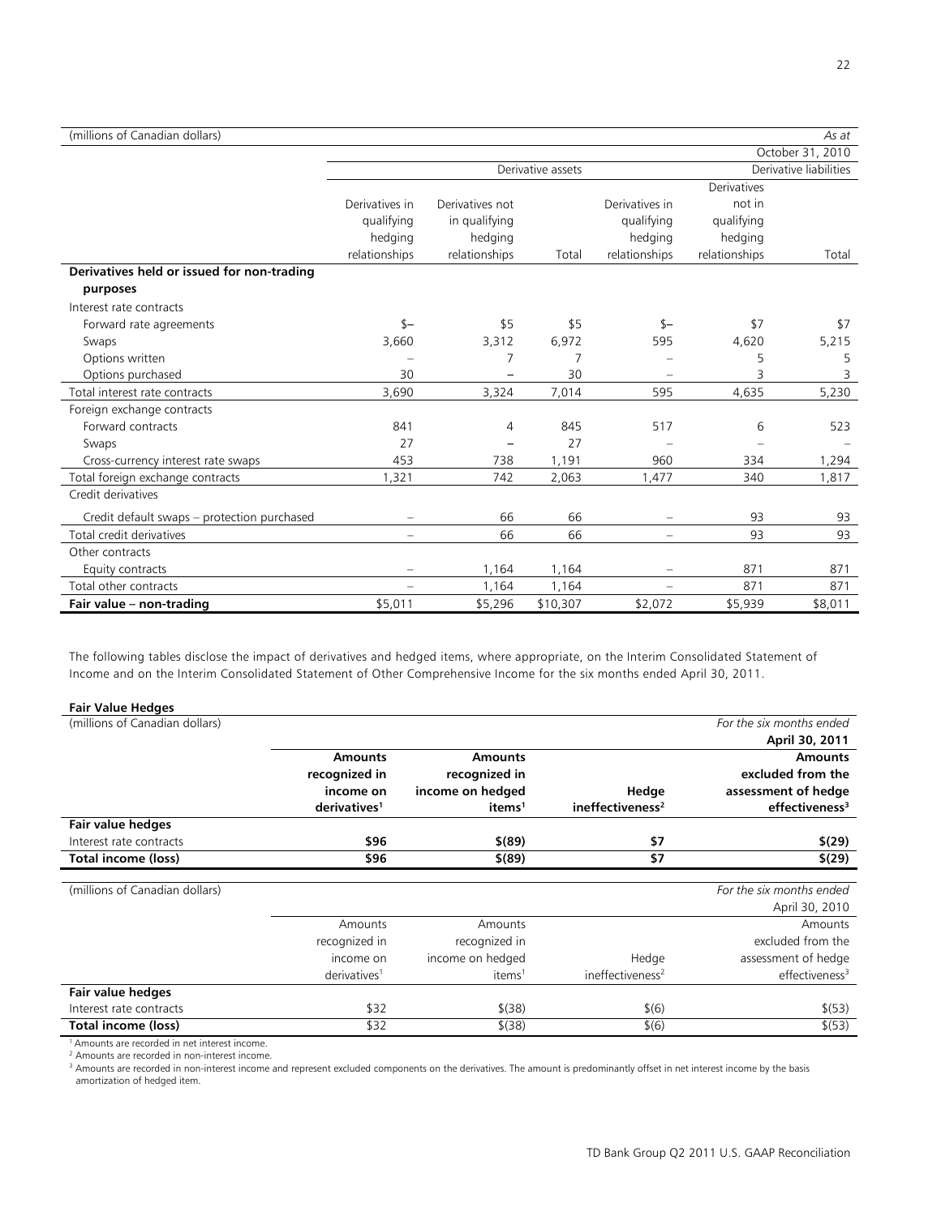| (millions of Canadian dollars) | | | | | | *As at* |
|---|---|---|---|---|---|---|
| | | | | | | October 31, 2010 |
| | Derivative assets | | | Derivative liabilities | | |
| | Derivatives in qualifying hedging relationships | Derivatives not in qualifying hedging relationships | Total | Derivatives in qualifying hedging relationships | Derivatives not in qualifying hedging relationships | Total |
| **Derivatives held or issued for non-trading purposes** | | | | | | |
| Interest rate contracts | | | | | | |
| Forward rate agreements | $– | $5 | $5 | $– | $7 | $7 |
| Swaps | 3,660 | 3,312 | 6,972 | 595 | 4,620 | 5,215 |
| Options written | – | 7 | 7 | – | 5 | 5 |
| Options purchased | 30 | – | 30 | – | 3 | 3 |
| Total interest rate contracts | 3,690 | 3,324 | 7,014 | 595 | 4,635 | 5,230 |
| Foreign exchange contracts | | | | | | |
| Forward contracts | 841 | 4 | 845 | 517 | 6 | 523 |
| Swaps | 27 | – | 27 | – | – | – |
| Cross-currency interest rate swaps | 453 | 738 | 1,191 | 960 | 334 | 1,294 |
| Total foreign exchange contracts | 1,321 | 742 | 2,063 | 1,477 | 340 | 1,817 |
| Credit derivatives | | | | | | |
| Credit default swaps – protection purchased | – | 66 | 66 | – | 93 | 93 |
| Total credit derivatives | – | 66 | 66 | – | 93 | 93 |
| Other contracts | | | | | | |
| Equity contracts | – | 1,164 | 1,164 | – | 871 | 871 |
| Total other contracts | – | 1,164 | 1,164 | – | 871 | 871 |
| **Fair value – non-trading** | $5,011 | $5,296 | $10,307 | $2,072 | $5,939 | $8,011 |

The following tables disclose the impact of derivatives and hedged items, where appropriate, on the Interim Consolidated Statement of Income and on the Interim Consolidated Statement of Other Comprehensive Income for the six months ended April 30, 2011.

**Fair Value Hedges**

| (millions of Canadian dollars) | | | | *For the six months ended* |
|---|---|---|---|---|
| | | | | **April 30, 2011** |
| | **Amounts recognized in income on derivatives[1]** | **Amounts recognized in income on hedged items[1]** | **Hedge ineffectiveness[2]** | **Amounts excluded from the assessment of hedge effectiveness[3]** |
| **Fair value hedges** | | | | |
| Interest rate contracts | **$96** | **$(89)** | **$7** | **$(29)** |
| **Total income (loss)** | **$96** | **$(89)** | **$7** | **$(29)** |

| (millions of Canadian dollars) | | | | *For the six months ended* |
|---|---|---|---|---|
| | | | | April 30, 2010 |
| | Amounts recognized in income on derivatives[1] | Amounts recognized in income on hedged items[1] | Hedge ineffectiveness[2] | Amounts excluded from the assessment of hedge effectiveness[3] |
| **Fair value hedges** | | | | |
| Interest rate contracts | $32 | $(38) | $(6) | $(53) |
| **Total income (loss)** | $32 | $(38) | $(6) | $(53) |

[1] Amounts are recorded in net interest income.
[2] Amounts are recorded in non-interest income.
[3] Amounts are recorded in non-interest income and represent excluded components on the derivatives. The amount is predominantly offset in net interest income by the basis amortization of hedged item.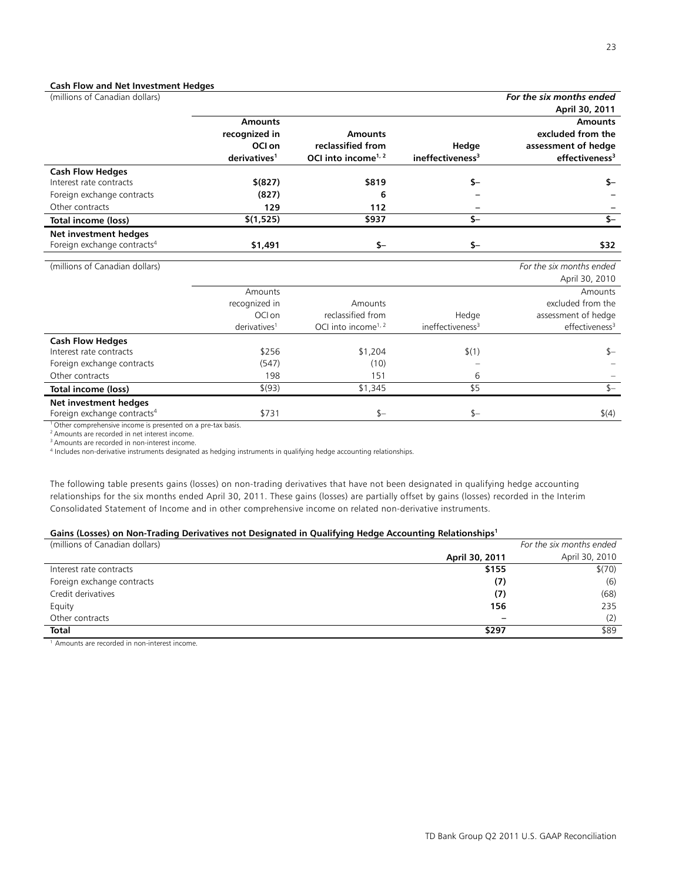**Cash Flow and Net Investment Hedges**

| (millions of Canadian dollars) | | | | *For the six months ended* **April 30, 2011** |
|---|---|---|---|---|
| | **Amounts recognized in OCI on derivatives**[1] | **Amounts reclassified from OCI into income**[1, 2] | **Hedge ineffectiveness**[3] | **Amounts excluded from the assessment of hedge effectiveness**[3] |
| **Cash Flow Hedges** | | | | |
| Interest rate contracts | **$(827)** | **$819** | **$–** | **$–** |
| Foreign exchange contracts | **(827)** | **6** | **–** | **–** |
| Other contracts | **129** | **112** | **–** | **–** |
| **Total income (loss)** | **$(1,525)** | **$937** | **$–** | **$–** |
| **Net investment hedges** | | | | |
| Foreign exchange contracts[4] | **$1,491** | **$–** | **$–** | **$32** |

| (millions of Canadian dollars) | | | | *For the six months ended* April 30, 2010 |
|---|---|---|---|---|
| | Amounts recognized in OCI on derivatives[1] | Amounts reclassified from OCI into income[1, 2] | Hedge ineffectiveness[3] | Amounts excluded from the assessment of hedge effectiveness[3] |
| **Cash Flow Hedges** | | | | |
| Interest rate contracts | $256 | $1,204 | $(1) | $– |
| Foreign exchange contracts | (547) | (10) | – | – |
| Other contracts | 198 | 151 | 6 | – |
| **Total income (loss)** | $(93) | $1,345 | $5 | $– |
| **Net investment hedges** | | | | |
| Foreign exchange contracts[4] | $731 | $– | $– | $(4) |

[1] Other comprehensive income is presented on a pre-tax basis.
[2] Amounts are recorded in net interest income.
[3] Amounts are recorded in non-interest income.
[4] Includes non-derivative instruments designated as hedging instruments in qualifying hedge accounting relationships.

The following table presents gains (losses) on non-trading derivatives that have not been designated in qualifying hedge accounting relationships for the six months ended April 30, 2011. These gains (losses) are partially offset by gains (losses) recorded in the Interim Consolidated Statement of Income and in other comprehensive income on related non-derivative instruments.

**Gains (Losses) on Non-Trading Derivatives not Designated in Qualifying Hedge Accounting Relationships**[1]

| (millions of Canadian dollars) | *For the six months ended* | |
|---|---|---|
| | **April 30, 2011** | April 30, 2010 |
| Interest rate contracts | **$155** | $(70) |
| Foreign exchange contracts | **(7)** | (6) |
| Credit derivatives | **(7)** | (68) |
| Equity | **156** | 235 |
| Other contracts | **–** | (2) |
| **Total** | **$297** | $89 |

[1] Amounts are recorded in non-interest income.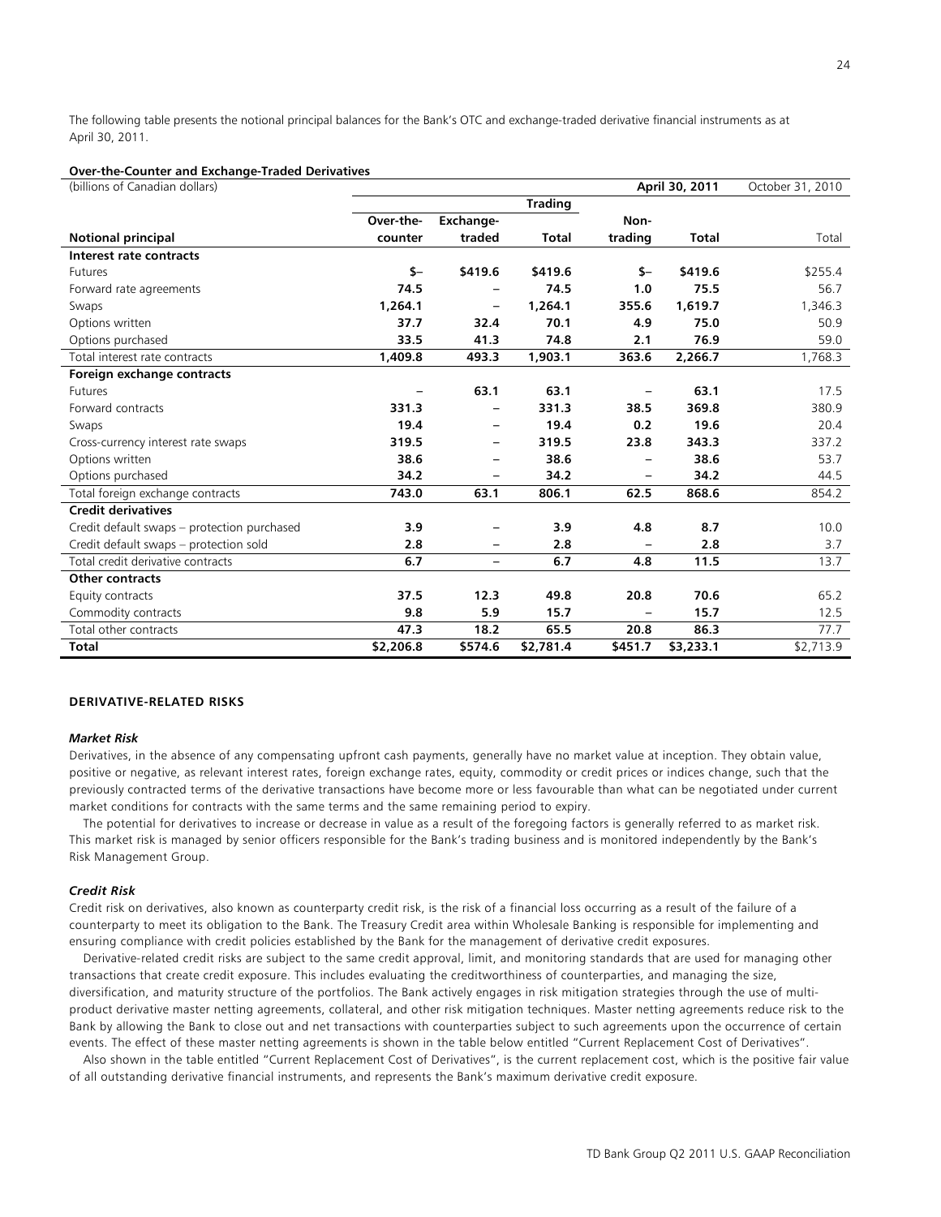The following table presents the notional principal balances for the Bank's OTC and exchange-traded derivative financial instruments as at April 30, 2011.

**Over-the-Counter and Exchange-Traded Derivatives**

| (billions of Canadian dollars) | | | | | **April 30, 2011** | October 31, 2010 |
|---|---|---|---|---|---|---|
| | | | **Trading** | | | |
| **Notional principal** | **Over-the-counter** | **Exchange-traded** | **Total** | **Non-trading** | **Total** | Total |
| **Interest rate contracts** | | | | | | |
| Futures | **$–** | **$419.6** | **$419.6** | **$–** | **$419.6** | $255.4 |
| Forward rate agreements | **74.5** | **–** | **74.5** | **1.0** | **75.5** | 56.7 |
| Swaps | **1,264.1** | **–** | **1,264.1** | **355.6** | **1,619.7** | 1,346.3 |
| Options written | **37.7** | **32.4** | **70.1** | **4.9** | **75.0** | 50.9 |
| Options purchased | **33.5** | **41.3** | **74.8** | **2.1** | **76.9** | 59.0 |
| Total interest rate contracts | **1,409.8** | **493.3** | **1,903.1** | **363.6** | **2,266.7** | 1,768.3 |
| **Foreign exchange contracts** | | | | | | |
| Futures | **–** | **63.1** | **63.1** | **–** | **63.1** | 17.5 |
| Forward contracts | **331.3** | **–** | **331.3** | **38.5** | **369.8** | 380.9 |
| Swaps | **19.4** | **–** | **19.4** | **0.2** | **19.6** | 20.4 |
| Cross-currency interest rate swaps | **319.5** | **–** | **319.5** | **23.8** | **343.3** | 337.2 |
| Options written | **38.6** | **–** | **38.6** | **–** | **38.6** | 53.7 |
| Options purchased | **34.2** | **–** | **34.2** | **–** | **34.2** | 44.5 |
| Total foreign exchange contracts | **743.0** | **63.1** | **806.1** | **62.5** | **868.6** | 854.2 |
| **Credit derivatives** | | | | | | |
| Credit default swaps – protection purchased | **3.9** | **–** | **3.9** | **4.8** | **8.7** | 10.0 |
| Credit default swaps – protection sold | **2.8** | **–** | **2.8** | **–** | **2.8** | 3.7 |
| Total credit derivative contracts | **6.7** | **–** | **6.7** | **4.8** | **11.5** | 13.7 |
| **Other contracts** | | | | | | |
| Equity contracts | **37.5** | **12.3** | **49.8** | **20.8** | **70.6** | 65.2 |
| Commodity contracts | **9.8** | **5.9** | **15.7** | **–** | **15.7** | 12.5 |
| Total other contracts | **47.3** | **18.2** | **65.5** | **20.8** | **86.3** | 77.7 |
| **Total** | **$2,206.8** | **$574.6** | **$2,781.4** | **$451.7** | **$3,233.1** | $2,713.9 |

## DERIVATIVE-RELATED RISKS

### *Market Risk*

Derivatives, in the absence of any compensating upfront cash payments, generally have no market value at inception. They obtain value, positive or negative, as relevant interest rates, foreign exchange rates, equity, commodity or credit prices or indices change, such that the previously contracted terms of the derivative transactions have become more or less favourable than what can be negotiated under current market conditions for contracts with the same terms and the same remaining period to expiry.

The potential for derivatives to increase or decrease in value as a result of the foregoing factors is generally referred to as market risk. This market risk is managed by senior officers responsible for the Bank's trading business and is monitored independently by the Bank's Risk Management Group.

### *Credit Risk*

Credit risk on derivatives, also known as counterparty credit risk, is the risk of a financial loss occurring as a result of the failure of a counterparty to meet its obligation to the Bank. The Treasury Credit area within Wholesale Banking is responsible for implementing and ensuring compliance with credit policies established by the Bank for the management of derivative credit exposures.

Derivative-related credit risks are subject to the same credit approval, limit, and monitoring standards that are used for managing other transactions that create credit exposure. This includes evaluating the creditworthiness of counterparties, and managing the size, diversification, and maturity structure of the portfolios. The Bank actively engages in risk mitigation strategies through the use of multi-product derivative master netting agreements, collateral, and other risk mitigation techniques. Master netting agreements reduce risk to the Bank by allowing the Bank to close out and net transactions with counterparties subject to such agreements upon the occurrence of certain events. The effect of these master netting agreements is shown in the table below entitled "Current Replacement Cost of Derivatives".

Also shown in the table entitled "Current Replacement Cost of Derivatives", is the current replacement cost, which is the positive fair value of all outstanding derivative financial instruments, and represents the Bank's maximum derivative credit exposure.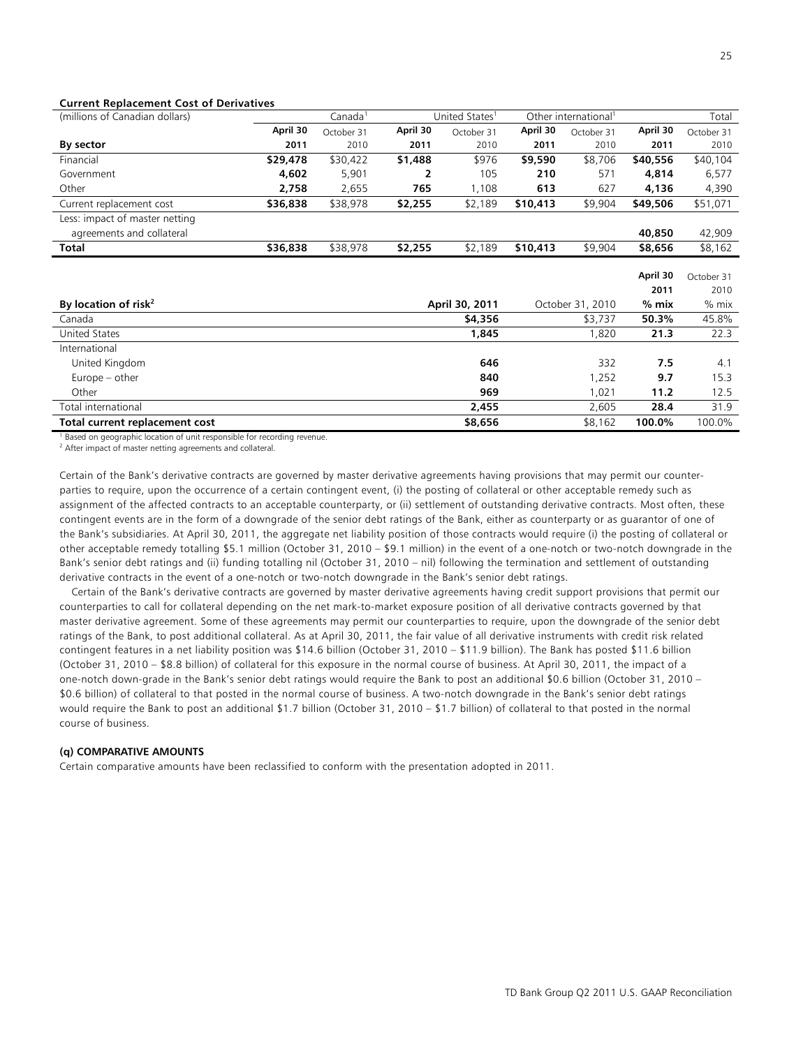**Current Replacement Cost of Derivatives**

| (millions of Canadian dollars) | Canada[1] | | United States[1] | | Other international[1] | | Total | |
|---|---|---|---|---|---|---|---|---|
| | **April 30** | October 31 | **April 30** | October 31 | **April 30** | October 31 | **April 30** | October 31 |
| **By sector** | **2011** | 2010 | **2011** | 2010 | **2011** | 2010 | **2011** | 2010 |
| Financial | **$29,478** | $30,422 | **$1,488** | $976 | **$9,590** | $8,706 | **$40,556** | $40,104 |
| Government | **4,602** | 5,901 | **2** | 105 | **210** | 571 | **4,814** | 6,577 |
| Other | **2,758** | 2,655 | **765** | 1,108 | **613** | 627 | **4,136** | 4,390 |
| Current replacement cost | **$36,838** | $38,978 | **$2,255** | $2,189 | **$10,413** | $9,904 | **$49,506** | $51,071 |
| Less: impact of master netting agreements and collateral | | | | | | | **40,850** | 42,909 |
| **Total** | **$36,838** | $38,978 | **$2,255** | $2,189 | **$10,413** | $9,904 | **$8,656** | $8,162 |

| **By location of risk**[2] | **April 30, 2011** | October 31, 2010 | **April 30 2011 % mix** | October 31 2010 % mix |
|---|---|---|---|---|
| Canada | **$4,356** | $3,737 | **50.3%** | 45.8% |
| United States | **1,845** | 1,820 | **21.3** | 22.3 |
| International | | | | |
| United Kingdom | **646** | 332 | **7.5** | 4.1 |
| Europe – other | **840** | 1,252 | **9.7** | 15.3 |
| Other | **969** | 1,021 | **11.2** | 12.5 |
| Total international | **2,455** | 2,605 | **28.4** | 31.9 |
| **Total current replacement cost** | **$8,656** | $8,162 | **100.0%** | 100.0% |

[1] Based on geographic location of unit responsible for recording revenue.
[2] After impact of master netting agreements and collateral.

Certain of the Bank's derivative contracts are governed by master derivative agreements having provisions that may permit our counterparties to require, upon the occurrence of a certain contingent event, (i) the posting of collateral or other acceptable remedy such as assignment of the affected contracts to an acceptable counterparty, or (ii) settlement of outstanding derivative contracts. Most often, these contingent events are in the form of a downgrade of the senior debt ratings of the Bank, either as counterparty or as guarantor of one of the Bank's subsidiaries. At April 30, 2011, the aggregate net liability position of those contracts would require (i) the posting of collateral or other acceptable remedy totalling $5.1 million (October 31, 2010 – $9.1 million) in the event of a one-notch or two-notch downgrade in the Bank's senior debt ratings and (ii) funding totalling nil (October 31, 2010 – nil) following the termination and settlement of outstanding derivative contracts in the event of a one-notch or two-notch downgrade in the Bank's senior debt ratings.

Certain of the Bank's derivative contracts are governed by master derivative agreements having credit support provisions that permit our counterparties to call for collateral depending on the net mark-to-market exposure position of all derivative contracts governed by that master derivative agreement. Some of these agreements may permit our counterparties to require, upon the downgrade of the senior debt ratings of the Bank, to post additional collateral. As at April 30, 2011, the fair value of all derivative instruments with credit risk related contingent features in a net liability position was $14.6 billion (October 31, 2010 – $11.9 billion). The Bank has posted $11.6 billion (October 31, 2010 – $8.8 billion) of collateral for this exposure in the normal course of business. At April 30, 2011, the impact of a one-notch down-grade in the Bank's senior debt ratings would require the Bank to post an additional $0.6 billion (October 31, 2010 – $0.6 billion) of collateral to that posted in the normal course of business. A two-notch downgrade in the Bank's senior debt ratings would require the Bank to post an additional $1.7 billion (October 31, 2010 – $1.7 billion) of collateral to that posted in the normal course of business.

**(q) COMPARATIVE AMOUNTS**

Certain comparative amounts have been reclassified to conform with the presentation adopted in 2011.